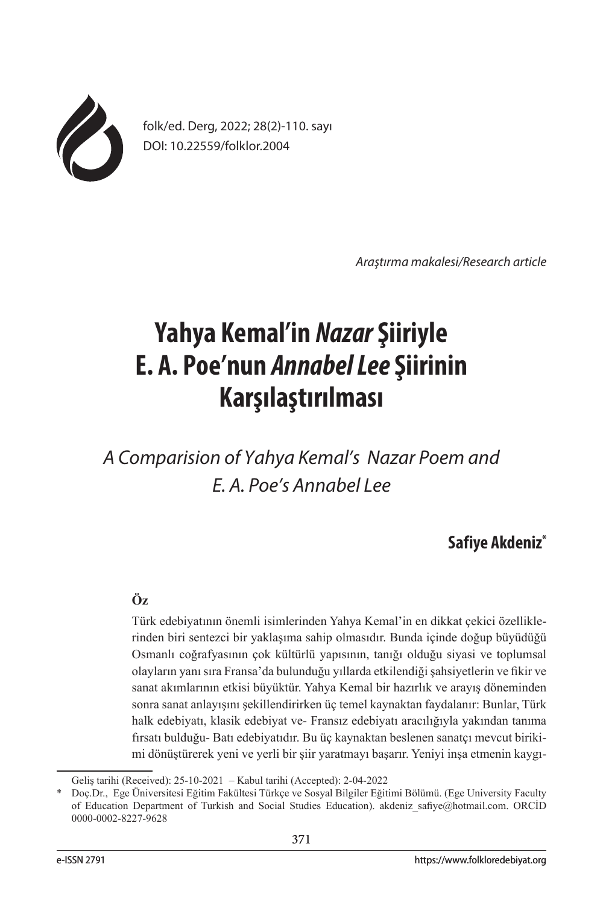folk/ed. Derg, 2022; 28(2)-110. sayı
DOI: 10.22559/folklor.2004

*Araştırma makalesi/Research article*

# Yahya Kemal'in *Nazar* Şiiriyle E. A. Poe'nun *Annabel Lee* Şiirinin Karşılaştırılması

*A Comparision of Yahya Kemal's Nazar Poem and E. A. Poe's Annabel Lee*

**Safiye Akdeniz***

**Öz**

Türk edebiyatının önemli isimlerinden Yahya Kemal'in en dikkat çekici özelliklerinden biri sentezci bir yaklaşıma sahip olmasıdır. Bunda içinde doğup büyüdüğü Osmanlı coğrafyasının çok kültürlü yapısının, tanığı olduğu siyasi ve toplumsal olayların yanı sıra Fransa'da bulunduğu yıllarda etkilendiği şahsiyetlerin ve fikir ve sanat akımlarının etkisi büyüktür. Yahya Kemal bir hazırlık ve arayış döneminden sonra sanat anlayışını şekillendirirken üç temel kaynaktan faydalanır: Bunlar, Türk halk edebiyatı, klasik edebiyat ve- Fransız edebiyatı aracılığıyla yakından tanıma fırsatı bulduğu- Batı edebiyatıdır. Bu üç kaynaktan beslenen sanatçı mevcut birikimi dönüştürerek yeni ve yerli bir şiir yaratmayı başarır. Yeniyi inşa etmenin kaygı-

Geliş tarihi (Received): 25-10-2021 – Kabul tarihi (Accepted): 2-04-2022

\* Doç.Dr., Ege Üniversitesi Eğitim Fakültesi Türkçe ve Sosyal Bilgiler Eğitimi Bölümü. (Ege University Faculty of Education Department of Turkish and Social Studies Education). akdeniz_safiye@hotmail.com. ORCİD 0000-0002-8227-9628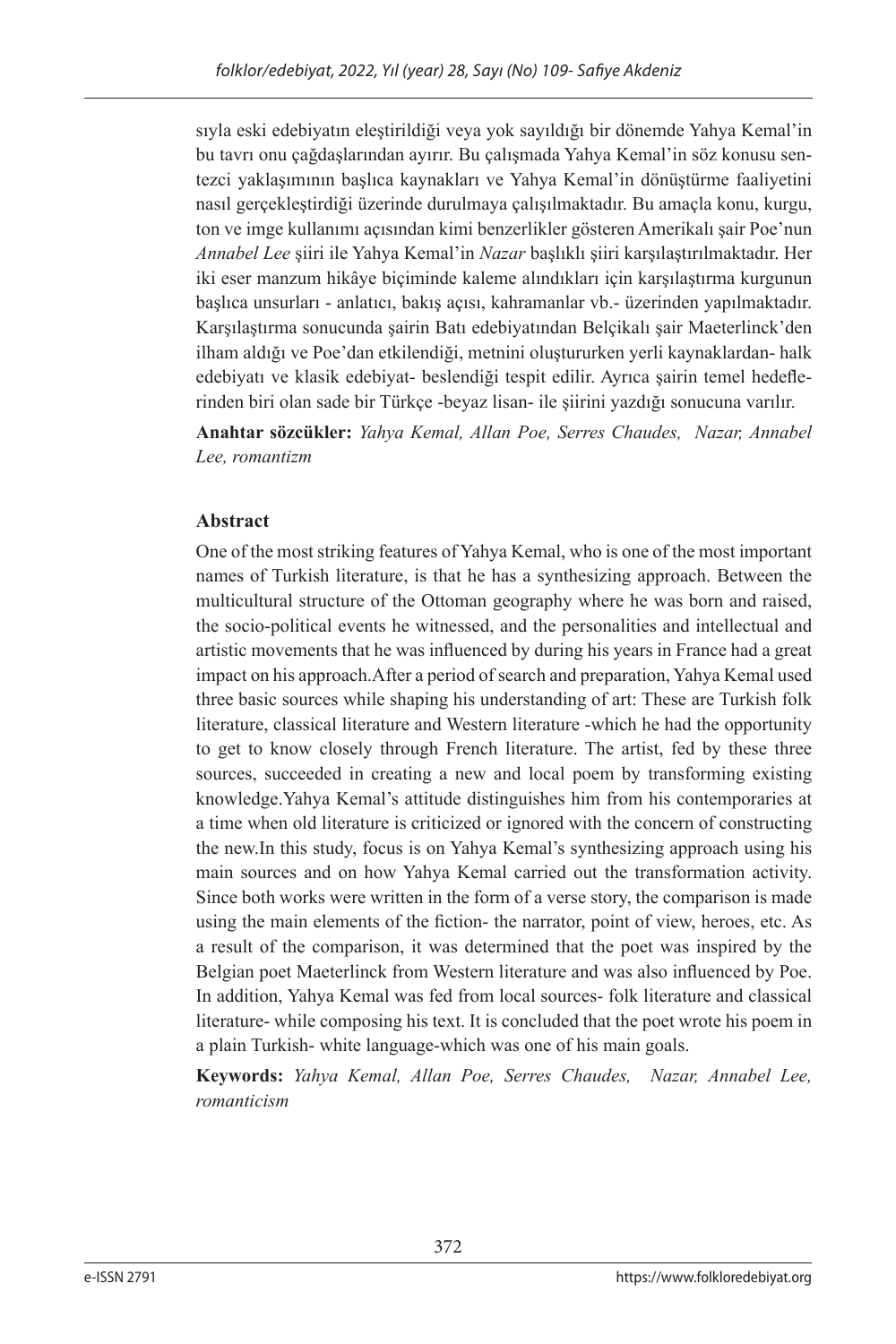sıyla eski edebiyatın eleştirildiği veya yok sayıldığı bir dönemde Yahya Kemal'in bu tavrı onu çağdaşlarından ayırır. Bu çalışmada Yahya Kemal'in söz konusu sentezci yaklaşımının başlıca kaynakları ve Yahya Kemal'in dönüştürme faaliyetini nasıl gerçekleştirdiği üzerinde durulmaya çalışılmaktadır. Bu amaçla konu, kurgu, ton ve imge kullanımı açısından kimi benzerlikler gösteren Amerikalı şair Poe'nun *Annabel Lee* şiiri ile Yahya Kemal'in *Nazar* başlıklı şiiri karşılaştırılmaktadır. Her iki eser manzum hikâye biçiminde kaleme alındıkları için karşılaştırma kurgunun başlıca unsurları - anlatıcı, bakış açısı, kahramanlar vb.- üzerinden yapılmaktadır. Karşılaştırma sonucunda şairin Batı edebiyatından Belçikalı şair Maeterlinck'den ilham aldığı ve Poe'dan etkilendiği, metnini oluştururken yerli kaynaklardan- halk edebiyatı ve klasik edebiyat- beslendiği tespit edilir. Ayrıca şairin temel hedeflerinden biri olan sade bir Türkçe -beyaz lisan- ile şiirini yazdığı sonucuna varılır.

**Anahtar sözcükler:** *Yahya Kemal, Allan Poe, Serres Chaudes, Nazar, Annabel Lee, romantizm*

## Abstract

One of the most striking features of Yahya Kemal, who is one of the most important names of Turkish literature, is that he has a synthesizing approach. Between the multicultural structure of the Ottoman geography where he was born and raised, the socio-political events he witnessed, and the personalities and intellectual and artistic movements that he was influenced by during his years in France had a great impact on his approach.After a period of search and preparation, Yahya Kemal used three basic sources while shaping his understanding of art: These are Turkish folk literature, classical literature and Western literature -which he had the opportunity to get to know closely through French literature. The artist, fed by these three sources, succeeded in creating a new and local poem by transforming existing knowledge.Yahya Kemal's attitude distinguishes him from his contemporaries at a time when old literature is criticized or ignored with the concern of constructing the new.In this study, focus is on Yahya Kemal's synthesizing approach using his main sources and on how Yahya Kemal carried out the transformation activity. Since both works were written in the form of a verse story, the comparison is made using the main elements of the fiction- the narrator, point of view, heroes, etc. As a result of the comparison, it was determined that the poet was inspired by the Belgian poet Maeterlinck from Western literature and was also influenced by Poe. In addition, Yahya Kemal was fed from local sources- folk literature and classical literature- while composing his text. It is concluded that the poet wrote his poem in a plain Turkish- white language-which was one of his main goals.

**Keywords:** *Yahya Kemal, Allan Poe, Serres Chaudes, Nazar, Annabel Lee, romanticism*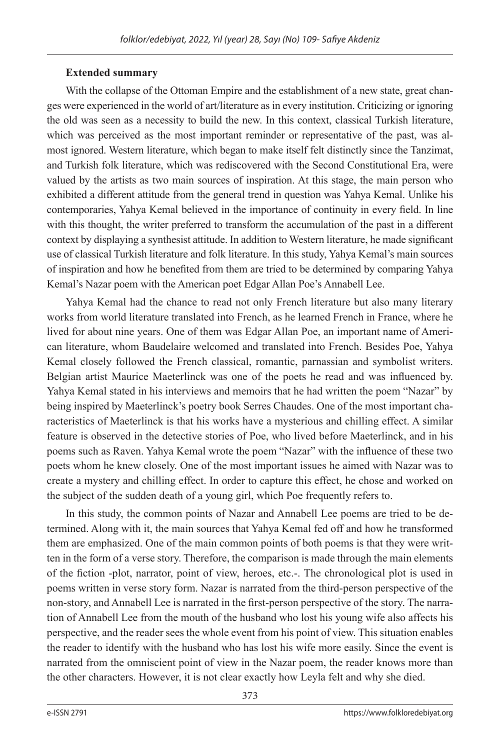**Extended summary**

With the collapse of the Ottoman Empire and the establishment of a new state, great changes were experienced in the world of art/literature as in every institution. Criticizing or ignoring the old was seen as a necessity to build the new. In this context, classical Turkish literature, which was perceived as the most important reminder or representative of the past, was almost ignored. Western literature, which began to make itself felt distinctly since the Tanzimat, and Turkish folk literature, which was rediscovered with the Second Constitutional Era, were valued by the artists as two main sources of inspiration. At this stage, the main person who exhibited a different attitude from the general trend in question was Yahya Kemal. Unlike his contemporaries, Yahya Kemal believed in the importance of continuity in every field. In line with this thought, the writer preferred to transform the accumulation of the past in a different context by displaying a synthesist attitude. In addition to Western literature, he made significant use of classical Turkish literature and folk literature. In this study, Yahya Kemal's main sources of inspiration and how he benefited from them are tried to be determined by comparing Yahya Kemal's Nazar poem with the American poet Edgar Allan Poe's Annabell Lee.

Yahya Kemal had the chance to read not only French literature but also many literary works from world literature translated into French, as he learned French in France, where he lived for about nine years. One of them was Edgar Allan Poe, an important name of American literature, whom Baudelaire welcomed and translated into French. Besides Poe, Yahya Kemal closely followed the French classical, romantic, parnassian and symbolist writers. Belgian artist Maurice Maeterlinck was one of the poets he read and was influenced by. Yahya Kemal stated in his interviews and memoirs that he had written the poem "Nazar" by being inspired by Maeterlinck's poetry book Serres Chaudes. One of the most important characteristics of Maeterlinck is that his works have a mysterious and chilling effect. A similar feature is observed in the detective stories of Poe, who lived before Maeterlinck, and in his poems such as Raven. Yahya Kemal wrote the poem "Nazar" with the influence of these two poets whom he knew closely. One of the most important issues he aimed with Nazar was to create a mystery and chilling effect. In order to capture this effect, he chose and worked on the subject of the sudden death of a young girl, which Poe frequently refers to.

In this study, the common points of Nazar and Annabell Lee poems are tried to be determined. Along with it, the main sources that Yahya Kemal fed off and how he transformed them are emphasized. One of the main common points of both poems is that they were written in the form of a verse story. Therefore, the comparison is made through the main elements of the fiction -plot, narrator, point of view, heroes, etc.-. The chronological plot is used in poems written in verse story form. Nazar is narrated from the third-person perspective of the non-story, and Annabell Lee is narrated in the first-person perspective of the story. The narration of Annabell Lee from the mouth of the husband who lost his young wife also affects his perspective, and the reader sees the whole event from his point of view. This situation enables the reader to identify with the husband who has lost his wife more easily. Since the event is narrated from the omniscient point of view in the Nazar poem, the reader knows more than the other characters. However, it is not clear exactly how Leyla felt and why she died.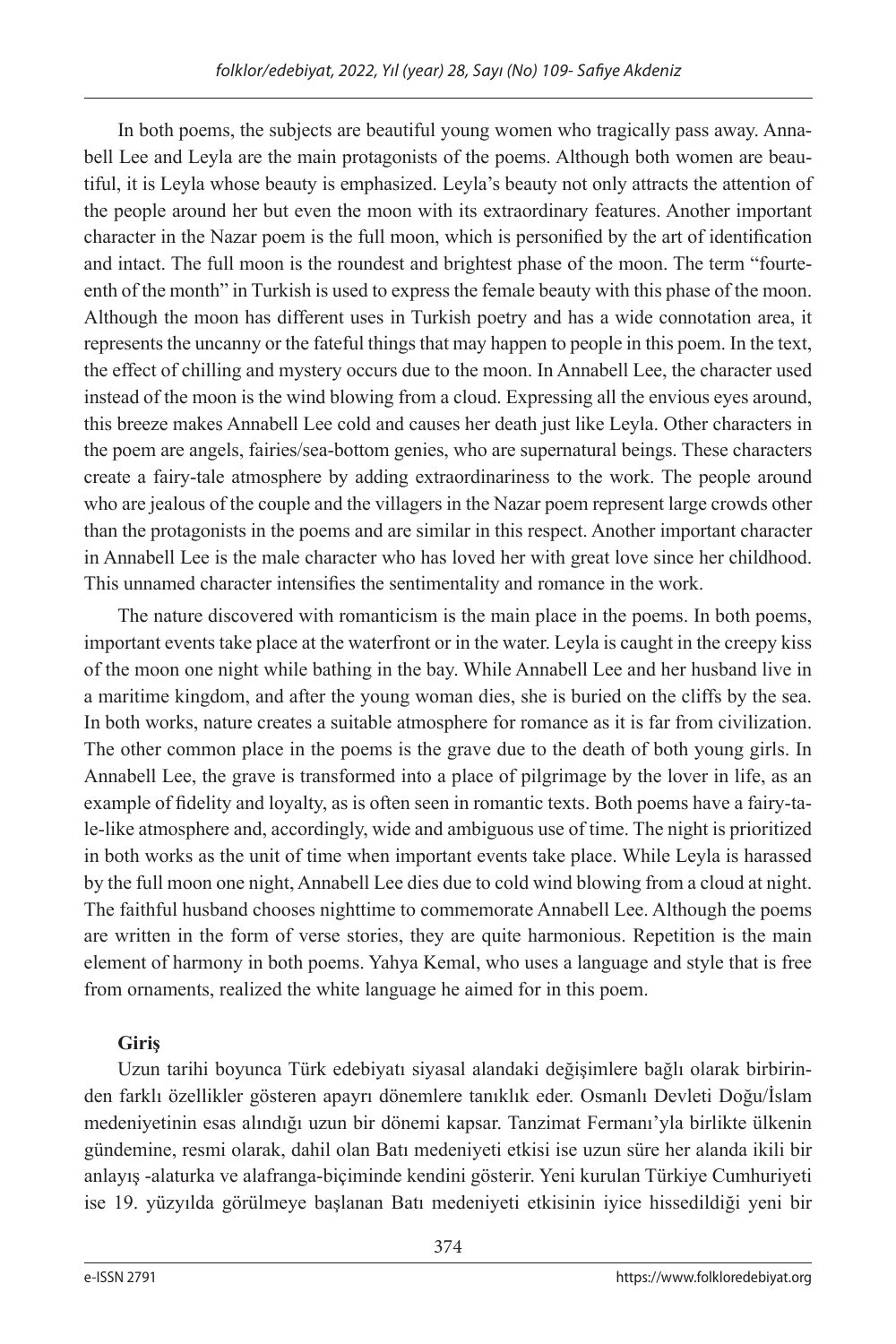In both poems, the subjects are beautiful young women who tragically pass away. Annabell Lee and Leyla are the main protagonists of the poems. Although both women are beautiful, it is Leyla whose beauty is emphasized. Leyla's beauty not only attracts the attention of the people around her but even the moon with its extraordinary features. Another important character in the Nazar poem is the full moon, which is personified by the art of identification and intact. The full moon is the roundest and brightest phase of the moon. The term "fourteenth of the month" in Turkish is used to express the female beauty with this phase of the moon. Although the moon has different uses in Turkish poetry and has a wide connotation area, it represents the uncanny or the fateful things that may happen to people in this poem. In the text, the effect of chilling and mystery occurs due to the moon. In Annabell Lee, the character used instead of the moon is the wind blowing from a cloud. Expressing all the envious eyes around, this breeze makes Annabell Lee cold and causes her death just like Leyla. Other characters in the poem are angels, fairies/sea-bottom genies, who are supernatural beings. These characters create a fairy-tale atmosphere by adding extraordinariness to the work. The people around who are jealous of the couple and the villagers in the Nazar poem represent large crowds other than the protagonists in the poems and are similar in this respect. Another important character in Annabell Lee is the male character who has loved her with great love since her childhood. This unnamed character intensifies the sentimentality and romance in the work.

The nature discovered with romanticism is the main place in the poems. In both poems, important events take place at the waterfront or in the water. Leyla is caught in the creepy kiss of the moon one night while bathing in the bay. While Annabell Lee and her husband live in a maritime kingdom, and after the young woman dies, she is buried on the cliffs by the sea. In both works, nature creates a suitable atmosphere for romance as it is far from civilization. The other common place in the poems is the grave due to the death of both young girls. In Annabell Lee, the grave is transformed into a place of pilgrimage by the lover in life, as an example of fidelity and loyalty, as is often seen in romantic texts. Both poems have a fairy-tale-like atmosphere and, accordingly, wide and ambiguous use of time. The night is prioritized in both works as the unit of time when important events take place. While Leyla is harassed by the full moon one night, Annabell Lee dies due to cold wind blowing from a cloud at night. The faithful husband chooses nighttime to commemorate Annabell Lee. Although the poems are written in the form of verse stories, they are quite harmonious. Repetition is the main element of harmony in both poems. Yahya Kemal, who uses a language and style that is free from ornaments, realized the white language he aimed for in this poem.

**Giriş**

Uzun tarihi boyunca Türk edebiyatı siyasal alandaki değişimlere bağlı olarak birbirinden farklı özellikler gösteren apayrı dönemlere tanıklık eder. Osmanlı Devleti Doğu/İslam medeniyetinin esas alındığı uzun bir dönemi kapsar. Tanzimat Fermanı'yla birlikte ülkenin gündemine, resmi olarak, dahil olan Batı medeniyeti etkisi ise uzun süre her alanda ikili bir anlayış -alaturka ve alafranga-biçiminde kendini gösterir. Yeni kurulan Türkiye Cumhuriyeti ise 19. yüzyılda görülmeye başlanan Batı medeniyeti etkisinin iyice hissedildiği yeni bir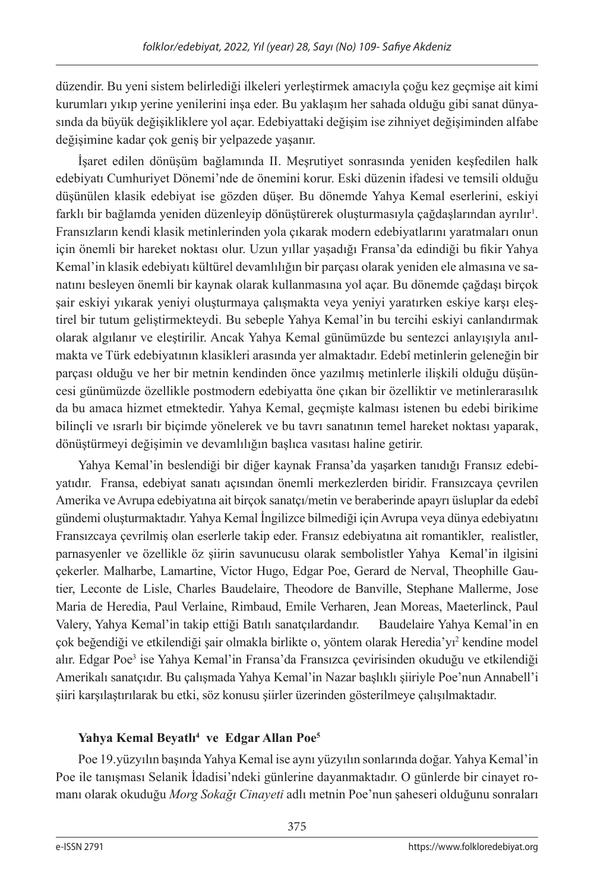düzendir. Bu yeni sistem belirlediği ilkeleri yerleştirmek amacıyla çoğu kez geçmişe ait kimi kurumları yıkıp yerine yenilerini inşa eder. Bu yaklaşım her sahada olduğu gibi sanat dünyasında da büyük değişikliklere yol açar. Edebiyattaki değişim ise zihniyet değişiminden alfabe değişimine kadar çok geniş bir yelpazede yaşanır.

İşaret edilen dönüşüm bağlamında II. Meşrutiyet sonrasında yeniden keşfedilen halk edebiyatı Cumhuriyet Dönemi'nde de önemini korur. Eski düzenin ifadesi ve temsili olduğu düşünülen klasik edebiyat ise gözden düşer. Bu dönemde Yahya Kemal eserlerini, eskiyi farklı bir bağlamda yeniden düzenleyip dönüştürerek oluşturmasıyla çağdaşlarından ayrılır[1]. Fransızların kendi klasik metinlerinden yola çıkarak modern edebiyatlarını yaratmaları onun için önemli bir hareket noktası olur. Uzun yıllar yaşadığı Fransa'da edindiği bu fikir Yahya Kemal'in klasik edebiyatı kültürel devamlılığın bir parçası olarak yeniden ele almasına ve sanatını besleyen önemli bir kaynak olarak kullanmasına yol açar. Bu dönemde çağdaşı birçok şair eskiyi yıkarak yeniyi oluşturmaya çalışmakta veya yeniyi yaratırken eskiye karşı eleştirel bir tutum geliştirmekteydi. Bu sebeple Yahya Kemal'in bu tercihi eskiyi canlandırmak olarak algılanır ve eleştirilir. Ancak Yahya Kemal günümüzde bu sentezci anlayışıyla anılmakta ve Türk edebiyatının klasikleri arasında yer almaktadır. Edebî metinlerin geleneğin bir parçası olduğu ve her bir metnin kendinden önce yazılmış metinlerle ilişkili olduğu düşüncesi günümüzde özellikle postmodern edebiyatta öne çıkan bir özelliktir ve metinlerarasılık da bu amaca hizmet etmektedir. Yahya Kemal, geçmişte kalması istenen bu edebi birikime bilinçli ve ısrarlı bir biçimde yönelerek ve bu tavrı sanatının temel hareket noktası yaparak, dönüştürmeyi değişimin ve devamlılığın başlıca vasıtası haline getirir.

Yahya Kemal'in beslendiği bir diğer kaynak Fransa'da yaşarken tanıdığı Fransız edebiyatıdır. Fransa, edebiyat sanatı açısından önemli merkezlerden biridir. Fransızcaya çevrilen Amerika ve Avrupa edebiyatına ait birçok sanatçı/metin ve beraberinde apayrı üsluplar da edebî gündemi oluşturmaktadır. Yahya Kemal İngilizce bilmediği için Avrupa veya dünya edebiyatını Fransızcaya çevrilmiş olan eserlerle takip eder. Fransız edebiyatına ait romantikler, realistler, parnasyenler ve özellikle öz şiirin savunucusu olarak sembolistler Yahya Kemal'in ilgisini çekerler. Malharbe, Lamartine, Victor Hugo, Edgar Poe, Gerard de Nerval, Theophille Gautier, Leconte de Lisle, Charles Baudelaire, Theodore de Banville, Stephane Mallerme, Jose Maria de Heredia, Paul Verlaine, Rimbaud, Emile Verharen, Jean Moreas, Maeterlinck, Paul Valery, Yahya Kemal'in takip ettiği Batılı sanatçılardandır. Baudelaire Yahya Kemal'in en çok beğendiği ve etkilendiği şair olmakla birlikte o, yöntem olarak Heredia'yı[2] kendine model alır. Edgar Poe[3] ise Yahya Kemal'in Fransa'da Fransızca çevirisinden okuduğu ve etkilendiği Amerikalı sanatçıdır. Bu çalışmada Yahya Kemal'in Nazar başlıklı şiiriyle Poe'nun Annabell'i şiiri karşılaştırılarak bu etki, söz konusu şiirler üzerinden gösterilmeye çalışılmaktadır.

## Yahya Kemal Beyatlı[4] ve Edgar Allan Poe[5]

Poe 19.yüzyılın başında Yahya Kemal ise aynı yüzyılın sonlarında doğar. Yahya Kemal'in Poe ile tanışması Selanik İdadisi'ndeki günlerine dayanmaktadır. O günlerde bir cinayet romanı olarak okuduğu *Morg Sokağı Cinayeti* adlı metnin Poe'nun şaheseri olduğunu sonraları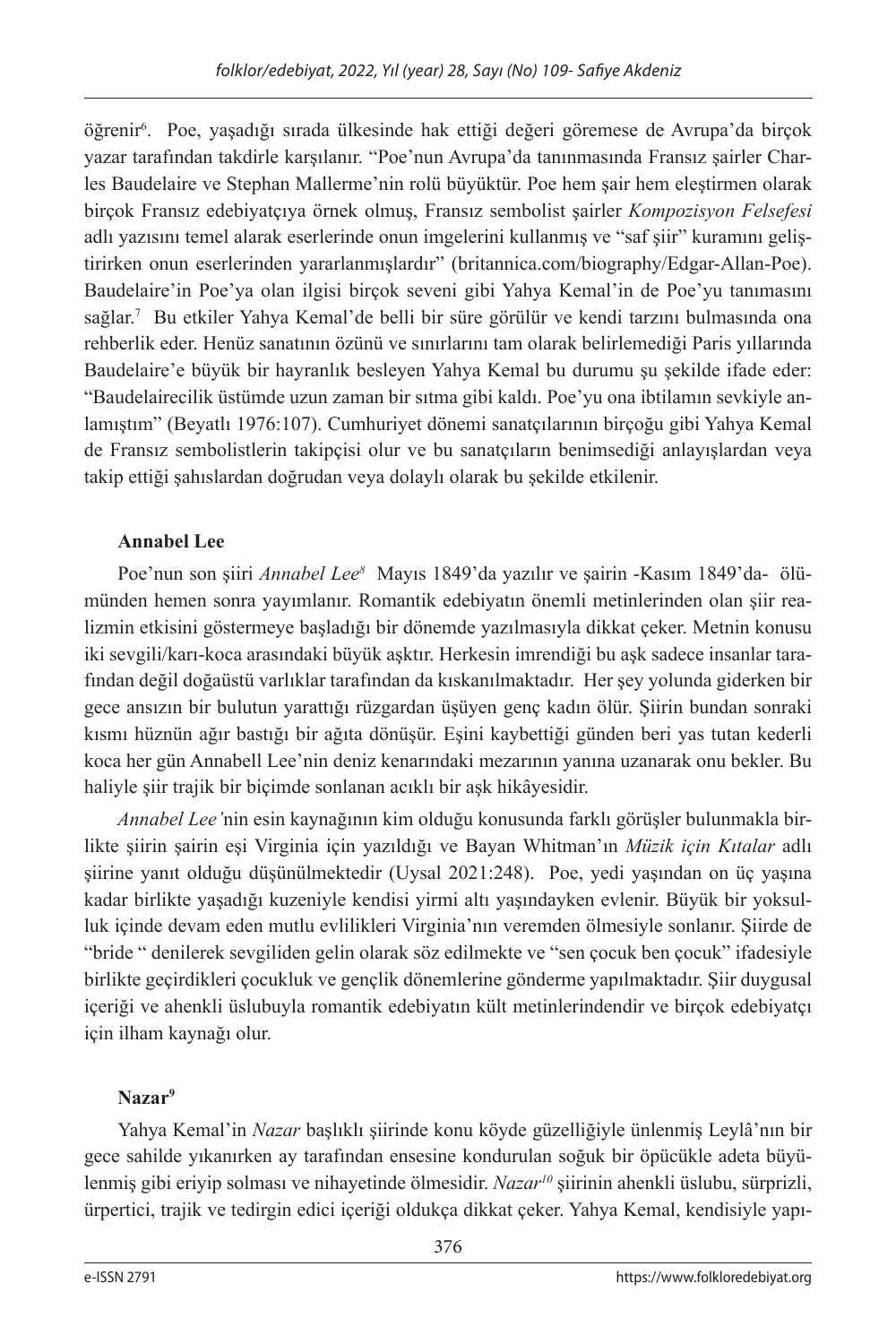öğrenir[6]. Poe, yaşadığı sırada ülkesinde hak ettiği değeri göremese de Avrupa'da birçok yazar tarafından takdirle karşılanır. "Poe'nun Avrupa'da tanınmasında Fransız şairler Charles Baudelaire ve Stephan Mallerme'nin rolü büyüktür. Poe hem şair hem eleştirmen olarak birçok Fransız edebiyatçıya örnek olmuş, Fransız sembolist şairler *Kompozisyon Felsefesi* adlı yazısını temel alarak eserlerinde onun imgelerini kullanmış ve "saf şiir" kuramını geliştirirken onun eserlerinden yararlanmışlardır" (britannica.com/biography/Edgar-Allan-Poe). Baudelaire'in Poe'ya olan ilgisi birçok seveni gibi Yahya Kemal'in de Poe'yu tanımasını sağlar.[7] Bu etkiler Yahya Kemal'de belli bir süre görülür ve kendi tarzını bulmasında ona rehberlik eder. Henüz sanatının özünü ve sınırlarını tam olarak belirlemediği Paris yıllarında Baudelaire'e büyük bir hayranlık besleyen Yahya Kemal bu durumu şu şekilde ifade eder: "Baudelairecilik üstümde uzun zaman bir sıtma gibi kaldı. Poe'yu ona ibtilamın sevkiyle anlamıştım" (Beyatlı 1976:107). Cumhuriyet dönemi sanatçılarının birçoğu gibi Yahya Kemal de Fransız sembolistlerin takipçisi olur ve bu sanatçıların benimsediği anlayışlardan veya takip ettiği şahıslardan doğrudan veya dolaylı olarak bu şekilde etkilenir.

## Annabel Lee

Poe'nun son şiiri *Annabel Lee*[8] Mayıs 1849'da yazılır ve şairin -Kasım 1849'da- ölümünden hemen sonra yayımlanır. Romantik edebiyatın önemli metinlerinden olan şiir realizmin etkisini göstermeye başladığı bir dönemde yazılmasıyla dikkat çeker. Metnin konusu iki sevgili/karı-koca arasındaki büyük aşktır. Herkesin imrendiği bu aşk sadece insanlar tarafından değil doğaüstü varlıklar tarafından da kıskanılmaktadır. Her şey yolunda giderken bir gece ansızın bir bulutun yarattığı rüzgardan üşüyen genç kadın ölür. Şiirin bundan sonraki kısmı hüznün ağır bastığı bir ağıta dönüşür. Eşini kaybettiği günden beri yas tutan kederli koca her gün Annabell Lee'nin deniz kenarındaki mezarının yanına uzanarak onu bekler. Bu haliyle şiir trajik bir biçimde sonlanan acıklı bir aşk hikâyesidir.

*Annabel Lee'*nin esin kaynağının kim olduğu konusunda farklı görüşler bulunmakla birlikte şiirin şairin eşi Virginia için yazıldığı ve Bayan Whitman'ın *Müzik için Kıtalar* adlı şiirine yanıt olduğu düşünülmektedir (Uysal 2021:248). Poe, yedi yaşından on üç yaşına kadar birlikte yaşadığı kuzeniyle kendisi yirmi altı yaşındayken evlenir. Büyük bir yoksulluk içinde devam eden mutlu evlilikleri Virginia'nın veremden ölmesiyle sonlanır. Şiirde de "bride " denilerek sevgiliden gelin olarak söz edilmekte ve "sen çocuk ben çocuk" ifadesiyle birlikte geçirdikleri çocukluk ve gençlik dönemlerine gönderme yapılmaktadır. Şiir duygusal içeriği ve ahenkli üslubuyla romantik edebiyatın kült metinlerindendir ve birçok edebiyatçı için ilham kaynağı olur.

## Nazar[9]

Yahya Kemal'in *Nazar* başlıklı şiirinde konu köyde güzelliğiyle ünlenmiş Leylâ'nın bir gece sahilde yıkanırken ay tarafından ensesine kondurulan soğuk bir öpücükle adeta büyülenmiş gibi eriyip solması ve nihayetinde ölmesidir. *Nazar*[10] şiirinin ahenkli üslubu, sürprizli, ürpertici, trajik ve tedirgin edici içeriği oldukça dikkat çeker. Yahya Kemal, kendisiyle yapı-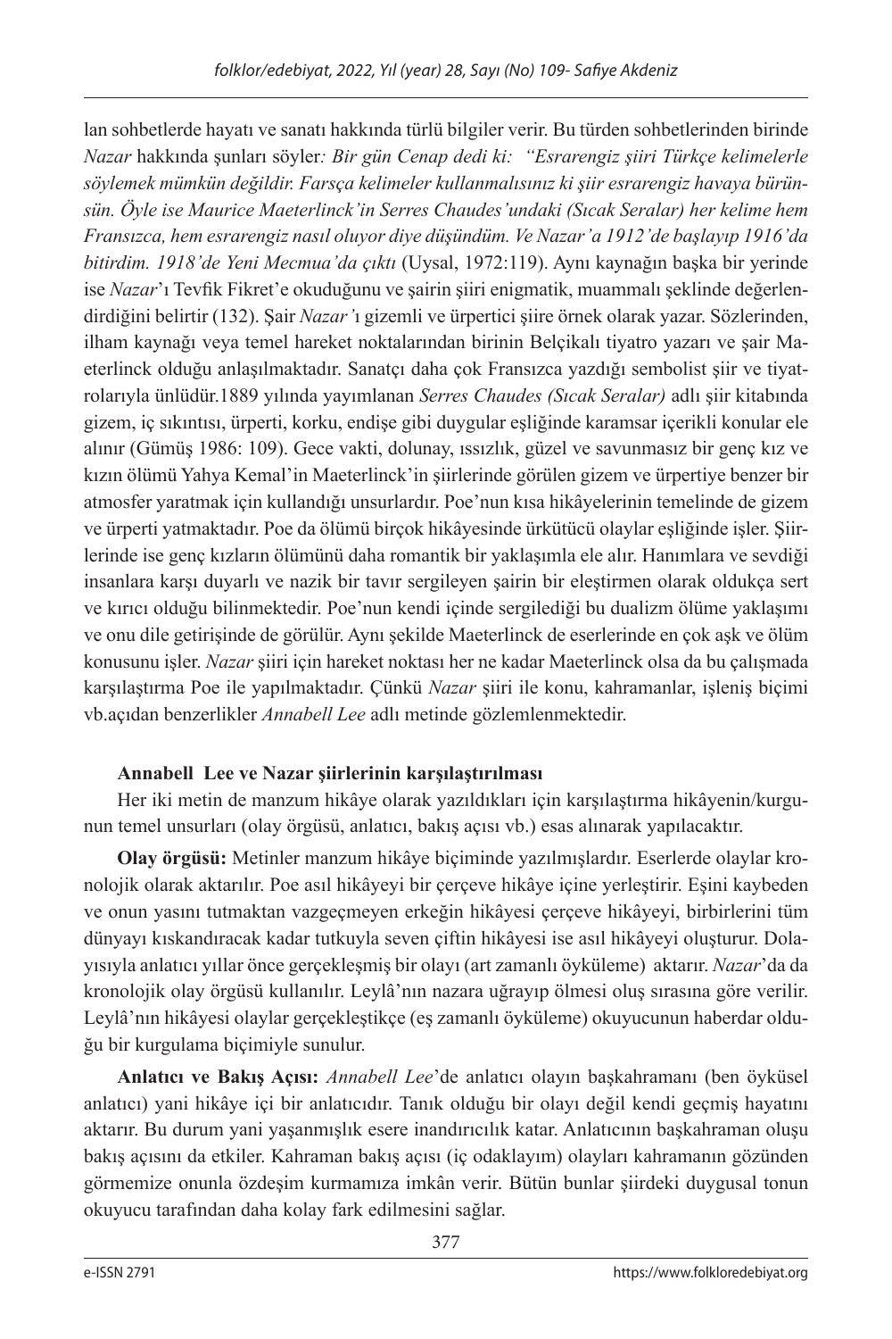lan sohbetlerde hayatı ve sanatı hakkında türlü bilgiler verir. Bu türden sohbetlerinden birinde *Nazar* hakkında şunları söyler*: Bir gün Cenap dedi ki: "Esrarengiz şiiri Türkçe kelimelerle söylemek mümkün değildir. Farsça kelimeler kullanmalısınız ki şiir esrarengiz havaya bürünsün. Öyle ise Maurice Maeterlinck'in Serres Chaudes'undaki (Sıcak Seralar) her kelime hem Fransızca, hem esrarengiz nasıl oluyor diye düşündüm. Ve Nazar'a 1912'de başlayıp 1916'da bitirdim. 1918'de Yeni Mecmua'da çıktı* (Uysal, 1972:119). Aynı kaynağın başka bir yerinde ise *Nazar*'ı Tevfik Fikret'e okuduğunu ve şairin şiiri enigmatik, muammalı şeklinde değerlendirdiğini belirtir (132). Şair *Nazar'*ı gizemli ve ürpertici şiire örnek olarak yazar. Sözlerinden, ilham kaynağı veya temel hareket noktalarından birinin Belçikalı tiyatro yazarı ve şair Maeterlinck olduğu anlaşılmaktadır. Sanatçı daha çok Fransızca yazdığı sembolist şiir ve tiyatrolarıyla ünlüdür.1889 yılında yayımlanan *Serres Chaudes (Sıcak Seralar)* adlı şiir kitabında gizem, iç sıkıntısı, ürperti, korku, endişe gibi duygular eşliğinde karamsar içerikli konular ele alınır (Gümüş 1986: 109). Gece vakti, dolunay, ıssızlık, güzel ve savunmasız bir genç kız ve kızın ölümü Yahya Kemal'in Maeterlinck'in şiirlerinde görülen gizem ve ürpertiye benzer bir atmosfer yaratmak için kullandığı unsurlardır. Poe'nun kısa hikâyelerinin temelinde de gizem ve ürperti yatmaktadır. Poe da ölümü birçok hikâyesinde ürkütücü olaylar eşliğinde işler. Şiirlerinde ise genç kızların ölümünü daha romantik bir yaklaşımla ele alır. Hanımlara ve sevdiği insanlara karşı duyarlı ve nazik bir tavır sergileyen şairin bir eleştirmen olarak oldukça sert ve kırıcı olduğu bilinmektedir. Poe'nun kendi içinde sergilediği bu dualizm ölüme yaklaşımı ve onu dile getirişinde de görülür. Aynı şekilde Maeterlinck de eserlerinde en çok aşk ve ölüm konusunu işler. *Nazar* şiiri için hareket noktası her ne kadar Maeterlinck olsa da bu çalışmada karşılaştırma Poe ile yapılmaktadır. Çünkü *Nazar* şiiri ile konu, kahramanlar, işleniş biçimi vb.açıdan benzerlikler *Annabell Lee* adlı metinde gözlemlenmektedir.

**Annabell Lee ve Nazar şiirlerinin karşılaştırılması**

Her iki metin de manzum hikâye olarak yazıldıkları için karşılaştırma hikâyenin/kurgunun temel unsurları (olay örgüsü, anlatıcı, bakış açısı vb.) esas alınarak yapılacaktır.

**Olay örgüsü:** Metinler manzum hikâye biçiminde yazılmışlardır. Eserlerde olaylar kronolojik olarak aktarılır. Poe asıl hikâyeyi bir çerçeve hikâye içine yerleştirir. Eşini kaybeden ve onun yasını tutmaktan vazgeçmeyen erkeğin hikâyesi çerçeve hikâyeyi, birbirlerini tüm dünyayı kıskandıracak kadar tutkuyla seven çiftin hikâyesi ise asıl hikâyeyi oluşturur. Dolayısıyla anlatıcı yıllar önce gerçekleşmiş bir olayı (art zamanlı öyküleme) aktarır. *Nazar*'da da kronolojik olay örgüsü kullanılır. Leylâ'nın nazara uğrayıp ölmesi oluş sırasına göre verilir. Leylâ'nın hikâyesi olaylar gerçekleştikçe (eş zamanlı öyküleme) okuyucunun haberdar olduğu bir kurgulama biçimiyle sunulur.

**Anlatıcı ve Bakış Açısı:** *Annabell Lee*'de anlatıcı olayın başkahramanı (ben öyküsel anlatıcı) yani hikâye içi bir anlatıcıdır. Tanık olduğu bir olayı değil kendi geçmiş hayatını aktarır. Bu durum yani yaşanmışlık esere inandırıcılık katar. Anlatıcının başkahraman oluşu bakış açısını da etkiler. Kahraman bakış açısı (iç odaklayım) olayları kahramanın gözünden görmemize onunla özdeşim kurmamıza imkân verir. Bütün bunlar şiirdeki duygusal tonun okuyucu tarafından daha kolay fark edilmesini sağlar.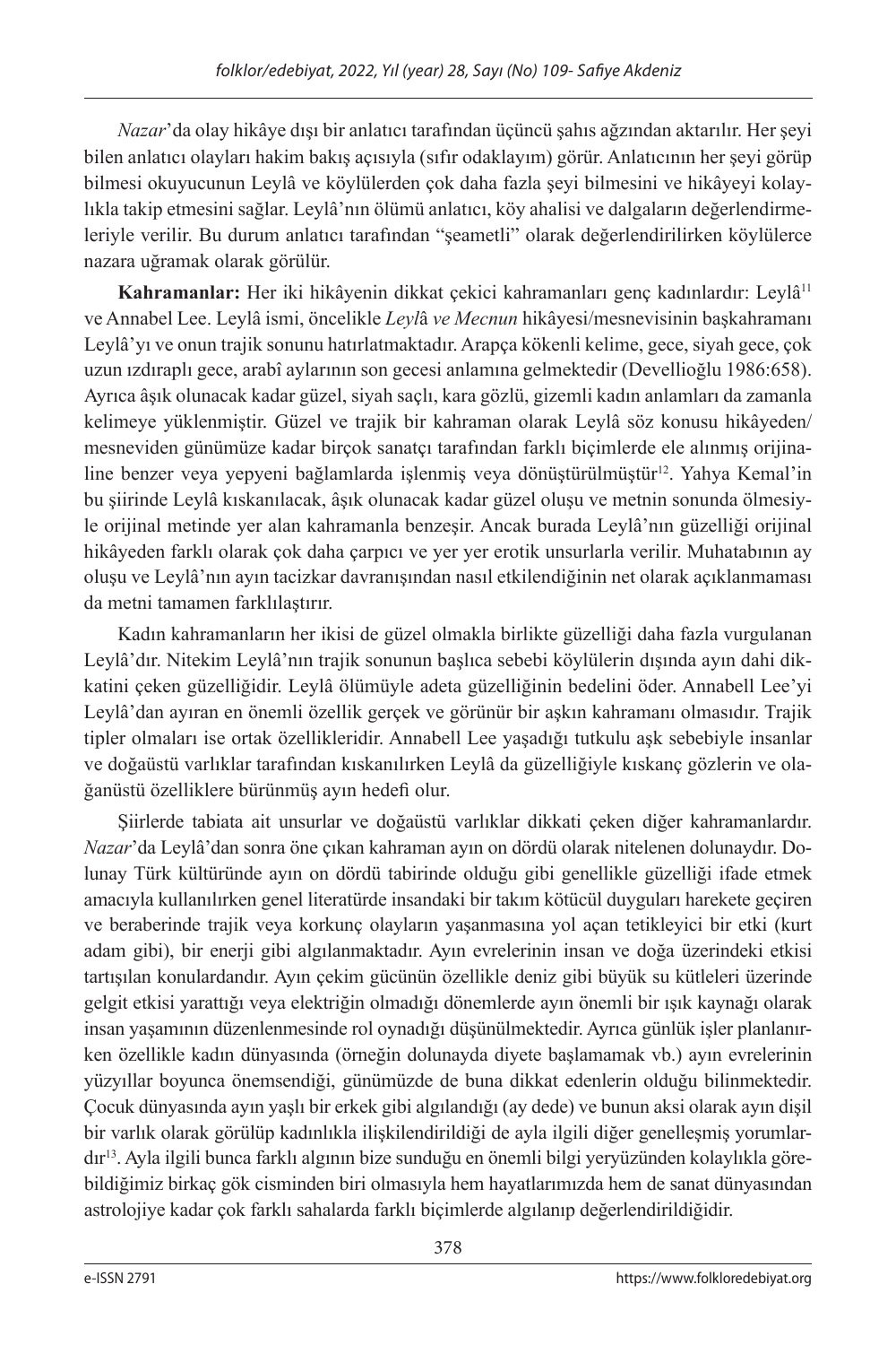*Nazar*'da olay hikâye dışı bir anlatıcı tarafından üçüncü şahıs ağzından aktarılır. Her şeyi bilen anlatıcı olayları hakim bakış açısıyla (sıfır odaklayım) görür. Anlatıcının her şeyi görüp bilmesi okuyucunun Leylâ ve köylülerden çok daha fazla şeyi bilmesini ve hikâyeyi kolaylıkla takip etmesini sağlar. Leylâ'nın ölümü anlatıcı, köy ahalisi ve dalgaların değerlendirmeleriyle verilir. Bu durum anlatıcı tarafından "şeametli" olarak değerlendirilirken köylülerce nazara uğramak olarak görülür.

**Kahramanlar:** Her iki hikâyenin dikkat çekici kahramanları genç kadınlardır: Leylâ[11] ve Annabel Lee. Leylâ ismi, öncelikle *Leylâ ve Mecnun* hikâyesi/mesnevisinin başkahramanı Leylâ'yı ve onun trajik sonunu hatırlatmaktadır. Arapça kökenli kelime, gece, siyah gece, çok uzun ızdıraplı gece, arabî aylarının son gecesi anlamına gelmektedir (Devellioğlu 1986:658). Ayrıca âşık olunacak kadar güzel, siyah saçlı, kara gözlü, gizemli kadın anlamları da zamanla kelimeye yüklenmiştir. Güzel ve trajik bir kahraman olarak Leylâ söz konusu hikâyeden/mesneviden günümüze kadar birçok sanatçı tarafından farklı biçimlerde ele alınmış orijinaline benzer veya yepyeni bağlamlarda işlenmiş veya dönüştürülmüştür[12]. Yahya Kemal'in bu şiirinde Leylâ kıskanılacak, âşık olunacak kadar güzel oluşu ve metnin sonunda ölmesiyle orijinal metinde yer alan kahramanla benzeşir. Ancak burada Leylâ'nın güzelliği orijinal hikâyeden farklı olarak çok daha çarpıcı ve yer yer erotik unsurlarla verilir. Muhatabının ay oluşu ve Leylâ'nın ayın tacizkar davranışından nasıl etkilendiğinin net olarak açıklanmaması da metni tamamen farklılaştırır.

Kadın kahramanların her ikisi de güzel olmakla birlikte güzelliği daha fazla vurgulanan Leylâ'dır. Nitekim Leylâ'nın trajik sonunun başlıca sebebi köylülerin dışında ayın dahi dikkatini çeken güzelliğidir. Leylâ ölümüyle adeta güzelliğinin bedelini öder. Annabell Lee'yi Leylâ'dan ayıran en önemli özellik gerçek ve görünür bir aşkın kahramanı olmasıdır. Trajik tipler olmaları ise ortak özellikleridir. Annabell Lee yaşadığı tutkulu aşk sebebiyle insanlar ve doğaüstü varlıklar tarafından kıskanılırken Leylâ da güzelliğiyle kıskanç gözlerin ve olağanüstü özelliklere bürünmüş ayın hedefi olur.

Şiirlerde tabiata ait unsurlar ve doğaüstü varlıklar dikkati çeken diğer kahramanlardır. *Nazar*'da Leylâ'dan sonra öne çıkan kahraman ayın on dördü olarak nitelenen dolunaydır. Dolunay Türk kültüründe ayın on dördü tabirinde olduğu gibi genellikle güzelliği ifade etmek amacıyla kullanılırken genel literatürde insandaki bir takım kötücül duyguları harekete geçiren ve beraberinde trajik veya korkunç olayların yaşanmasına yol açan tetikleyici bir etki (kurt adam gibi), bir enerji gibi algılanmaktadır. Ayın evrelerinin insan ve doğa üzerindeki etkisi tartışılan konulardandır. Ayın çekim gücünün özellikle deniz gibi büyük su kütleleri üzerinde gelgit etkisi yarattığı veya elektriğin olmadığı dönemlerde ayın önemli bir ışık kaynağı olarak insan yaşamının düzenlenmesinde rol oynadığı düşünülmektedir. Ayrıca günlük işler planlanırken özellikle kadın dünyasında (örneğin dolunayda diyete başlamamak vb.) ayın evrelerinin yüzyıllar boyunca önemsendiği, günümüzde de buna dikkat edenlerin olduğu bilinmektedir. Çocuk dünyasında ayın yaşlı bir erkek gibi algılandığı (ay dede) ve bunun aksi olarak ayın dişil bir varlık olarak görülüp kadınlıkla ilişkilendirildiği de ayla ilgili diğer genelleşmiş yorumlardır[13]. Ayla ilgili bunca farklı algının bize sunduğu en önemli bilgi yeryüzünden kolaylıkla görebildiğimiz birkaç gök cisminden biri olmasıyla hem hayatlarımızda hem de sanat dünyasından astrolojiye kadar çok farklı sahalarda farklı biçimlerde algılanıp değerlendirildiğidir.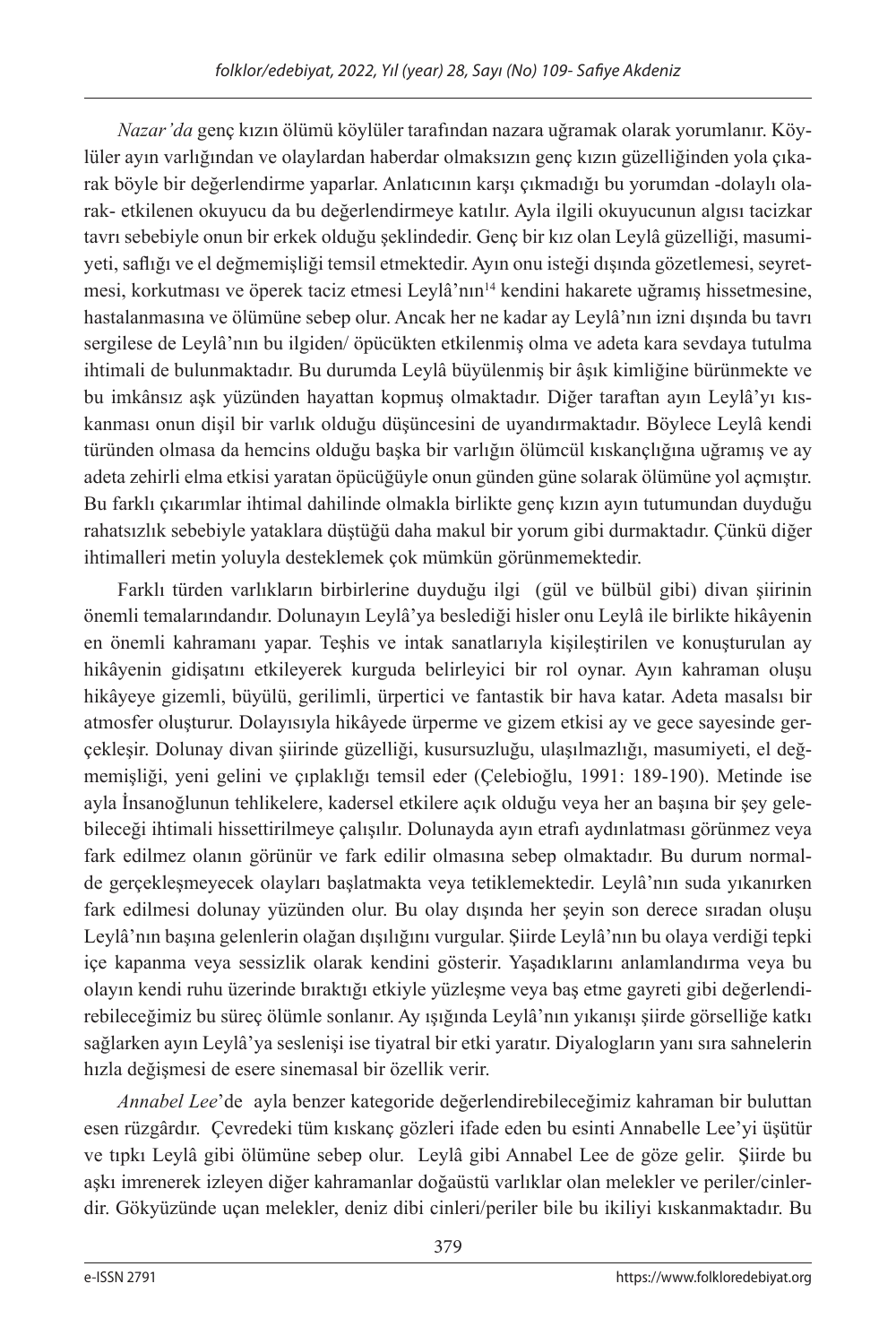*Nazar'da* genç kızın ölümü köylüler tarafından nazara uğramak olarak yorumlanır. Köylüler ayın varlığından ve olaylardan haberdar olmaksızın genç kızın güzelliğinden yola çıkarak böyle bir değerlendirme yaparlar. Anlatıcının karşı çıkmadığı bu yorumdan -dolaylı olarak- etkilenen okuyucu da bu değerlendirmeye katılır. Ayla ilgili okuyucunun algısı tacizkar tavrı sebebiyle onun bir erkek olduğu şeklindedir. Genç bir kız olan Leylâ güzelliği, masumiyeti, saflığı ve el değmemişliği temsil etmektedir. Ayın onu isteği dışında gözetlemesi, seyretmesi, korkutması ve öperek taciz etmesi Leylâ'nın[14] kendini hakarete uğramış hissetmesine, hastalanmasına ve ölümüne sebep olur. Ancak her ne kadar ay Leylâ'nın izni dışında bu tavrı sergilese de Leylâ'nın bu ilgiden/ öpücükten etkilenmiş olma ve adeta kara sevdaya tutulma ihtimali de bulunmaktadır. Bu durumda Leylâ büyülenmiş bir âşık kimliğine bürünmekte ve bu imkânsız aşk yüzünden hayattan kopmuş olmaktadır. Diğer taraftan ayın Leylâ'yı kıskanması onun dişil bir varlık olduğu düşüncesini de uyandırmaktadır. Böylece Leylâ kendi türünden olmasa da hemcins olduğu başka bir varlığın ölümcül kıskançlığına uğramış ve ay adeta zehirli elma etkisi yaratan öpücüğüyle onun günden güne solarak ölümüne yol açmıştır. Bu farklı çıkarımlar ihtimal dahilinde olmakla birlikte genç kızın ayın tutumundan duyduğu rahatsızlık sebebiyle yataklara düştüğü daha makul bir yorum gibi durmaktadır. Çünkü diğer ihtimalleri metin yoluyla desteklemek çok mümkün görünmemektedir.

Farklı türden varlıkların birbirlerine duyduğu ilgi (gül ve bülbül gibi) divan şiirinin önemli temalarındandır. Dolunayın Leylâ'ya beslediği hisler onu Leylâ ile birlikte hikâyenin en önemli kahramanı yapar. Teşhis ve intak sanatlarıyla kişileştirilen ve konuşturulan ay hikâyenin gidişatını etkileyerek kurguda belirleyici bir rol oynar. Ayın kahraman oluşu hikâyeye gizemli, büyülü, gerilimli, ürpertici ve fantastik bir hava katar. Adeta masalsı bir atmosfer oluşturur. Dolayısıyla hikâyede ürperme ve gizem etkisi ay ve gece sayesinde gerçekleşir. Dolunay divan şiirinde güzelliği, kusursuzluğu, ulaşılmazlığı, masumiyeti, el değmemişliği, yeni gelini ve çıplaklığı temsil eder (Çelebioğlu, 1991: 189-190). Metinde ise ayla İnsanoğlunun tehlikelere, kadersel etkilere açık olduğu veya her an başına bir şey gelebileceği ihtimali hissettirilmeye çalışılır. Dolunayda ayın etrafı aydınlatması görünmez veya fark edilmez olanın görünür ve fark edilir olmasına sebep olmaktadır. Bu durum normalde gerçekleşmeyecek olayları başlatmakta veya tetiklemektedir. Leylâ'nın suda yıkanırken fark edilmesi dolunay yüzünden olur. Bu olay dışında her şeyin son derece sıradan oluşu Leylâ'nın başına gelenlerin olağan dışılığını vurgular. Şiirde Leylâ'nın bu olaya verdiği tepki içe kapanma veya sessizlik olarak kendini gösterir. Yaşadıklarını anlamlandırma veya bu olayın kendi ruhu üzerinde bıraktığı etkiyle yüzleşme veya baş etme gayreti gibi değerlendirebileceğimiz bu süreç ölümle sonlanır. Ay ışığında Leylâ'nın yıkanışı şiirde görselliğe katkı sağlarken ayın Leylâ'ya seslenişi ise tiyatral bir etki yaratır. Diyalogların yanı sıra sahnelerin hızla değişmesi de esere sinemasal bir özellik verir.

*Annabel Lee*'de ayla benzer kategoride değerlendirebileceğimiz kahraman bir buluttan esen rüzgârdır. Çevredeki tüm kıskanç gözleri ifade eden bu esinti Annabelle Lee'yi üşütür ve tıpkı Leylâ gibi ölümüne sebep olur. Leylâ gibi Annabel Lee de göze gelir. Şiirde bu aşkı imrenerek izleyen diğer kahramanlar doğaüstü varlıklar olan melekler ve periler/cinlerdir. Gökyüzünde uçan melekler, deniz dibi cinleri/periler bile bu ikiliyi kıskanmaktadır. Bu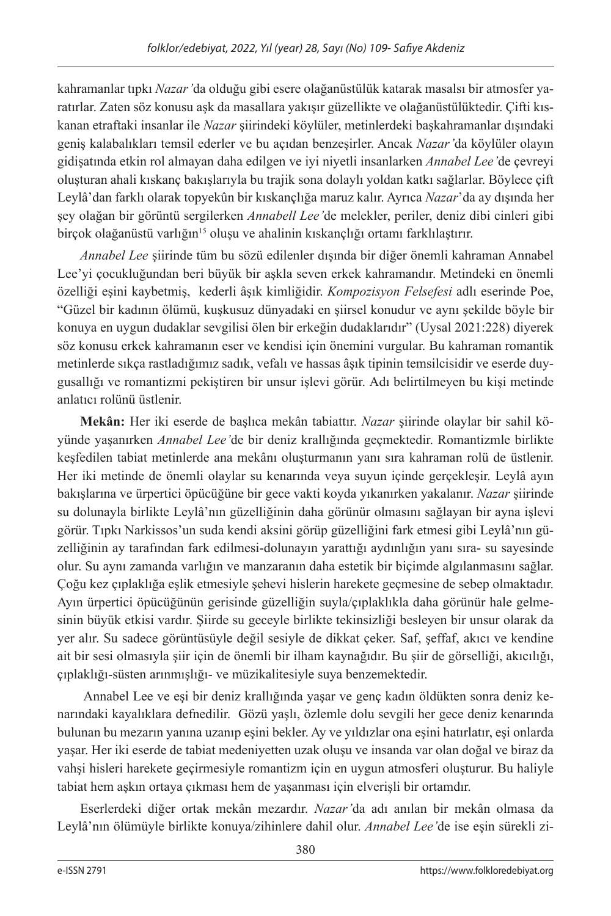kahramanlar tıpkı *Nazar*'da olduğu gibi esere olağanüstülük katarak masalsı bir atmosfer yaratırlar. Zaten söz konusu aşk da masallara yakışır güzellikte ve olağanüstülüktedir. Çifti kıskanan etraftaki insanlar ile *Nazar* şiirindeki köylüler, metinlerdeki başkahramanlar dışındaki geniş kalabalıkları temsil ederler ve bu açıdan benzeşirler. Ancak *Nazar*'da köylüler olayın gidişatında etkin rol almayan daha edilgen ve iyi niyetli insanlarken *Annabel Lee*'de çevreyi oluşturan ahali kıskanç bakışlarıyla bu trajik sona dolaylı yoldan katkı sağlarlar. Böylece çift Leylâ'dan farklı olarak topyekûn bir kıskançlığa maruz kalır. Ayrıca *Nazar*'da ay dışında her şey olağan bir görüntü sergilerken *Annabell Lee*'de melekler, periler, deniz dibi cinleri gibi birçok olağanüstü varlığın[15] oluşu ve ahalinin kıskançlığı ortamı farklılaştırır.

*Annabel Lee* şiirinde tüm bu sözü edilenler dışında bir diğer önemli kahraman Annabel Lee'yi çocukluğundan beri büyük bir aşkla seven erkek kahramandır. Metindeki en önemli özelliği eşini kaybetmiş, kederli âşık kimliğidir. *Kompozisyon Felsefesi* adlı eserinde Poe, "Güzel bir kadının ölümü, kuşkusuz dünyadaki en şiirsel konudur ve aynı şekilde böyle bir konuya en uygun dudaklar sevgilisi ölen bir erkeğin dudaklarıdır" (Uysal 2021:228) diyerek söz konusu erkek kahramanın eser ve kendisi için önemini vurgular. Bu kahraman romantik metinlerde sıkça rastladığımız sadık, vefalı ve hassas âşık tipinin temsilcisidir ve eserde duygusallığı ve romantizmi pekiştiren bir unsur işlevi görür. Adı belirtilmeyen bu kişi metinde anlatıcı rolünü üstlenir.

**Mekân:** Her iki eserde de başlıca mekân tabiattır. *Nazar* şiirinde olaylar bir sahil köyünde yaşanırken *Annabel Lee*'de bir deniz krallığında geçmektedir. Romantizmle birlikte keşfedilen tabiat metinlerde ana mekânı oluşturmanın yanı sıra kahraman rolü de üstlenir. Her iki metinde de önemli olaylar su kenarında veya suyun içinde gerçekleşir. Leylâ ayın bakışlarına ve ürpertici öpücüğüne bir gece vakti koyda yıkanırken yakalanır. *Nazar* şiirinde su dolunayla birlikte Leylâ'nın güzelliğinin daha görünür olmasını sağlayan bir ayna işlevi görür. Tıpkı Narkissos'un suda kendi aksini görüp güzelliğini fark etmesi gibi Leylâ'nın güzelliğinin ay tarafından fark edilmesi-dolunayın yarattığı aydınlığın yanı sıra- su sayesinde olur. Su aynı zamanda varlığın ve manzaranın daha estetik bir biçimde algılanmasını sağlar. Çoğu kez çıplaklığa eşlik etmesiyle şehevi hislerin harekete geçmesine de sebep olmaktadır. Ayın ürpertici öpücüğünün gerisinde güzelliğin suyla/çıplaklıkla daha görünür hale gelmesinin büyük etkisi vardır. Şiirde su geceyle birlikte tekinsizliği besleyen bir unsur olarak da yer alır. Su sadece görüntüsüyle değil sesiyle de dikkat çeker. Saf, şeffaf, akıcı ve kendine ait bir sesi olmasıyla şiir için de önemli bir ilham kaynağıdır. Bu şiir de görselliği, akıcılığı, çıplaklığı-süsten arınmışlığı- ve müzikalitesiyle suya benzemektedir.

Annabel Lee ve eşi bir deniz krallığında yaşar ve genç kadın öldükten sonra deniz kenarındaki kayalıklara defnedilir. Gözü yaşlı, özlemle dolu sevgili her gece deniz kenarında bulunan bu mezarın yanına uzanıp eşini bekler. Ay ve yıldızlar ona eşini hatırlatır, eşi onlarda yaşar. Her iki eserde de tabiat medeniyetten uzak oluşu ve insanda var olan doğal ve biraz da vahşi hisleri harekete geçirmesiyle romantizm için en uygun atmosferi oluşturur. Bu haliyle tabiat hem aşkın ortaya çıkması hem de yaşanması için elverişli bir ortamdır.

Eserlerdeki diğer ortak mekân mezardır. *Nazar*'da adı anılan bir mekân olmasa da Leylâ'nın ölümüyle birlikte konuya/zihinlere dahil olur. *Annabel Lee*'de ise eşin sürekli zi-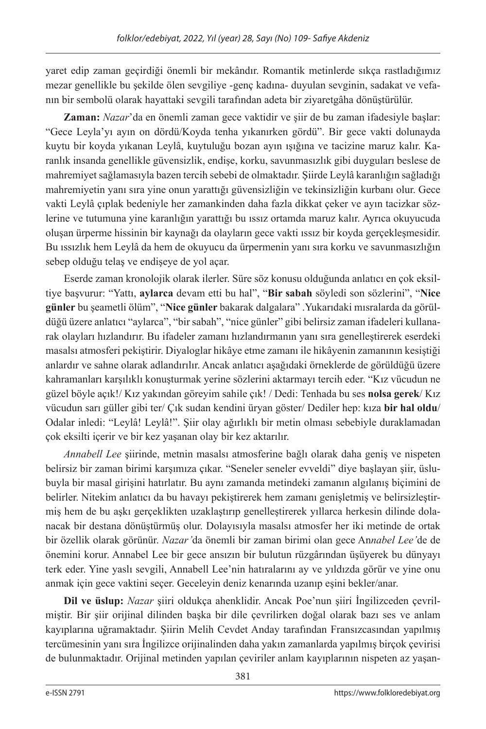yaret edip zaman geçirdiği önemli bir mekândır. Romantik metinlerde sıkça rastladığımız mezar genellikle bu şekilde ölen sevgiliye -genç kadına- duyulan sevginin, sadakat ve vefanın bir sembolü olarak hayattaki sevgili tarafından adeta bir ziyaretgâha dönüştürülür.

**Zaman:** *Nazar*'da en önemli zaman gece vaktidir ve şiir de bu zaman ifadesiyle başlar: "Gece Leyla'yı ayın on dördü/Koyda tenha yıkanırken gördü". Bir gece vakti dolunayda kuytu bir koyda yıkanan Leylâ, kuytuluğu bozan ayın ışığına ve tacizine maruz kalır. Karanlık insanda genellikle güvensizlik, endişe, korku, savunmasızlık gibi duyguları beslese de mahremiyet sağlamasıyla bazen tercih sebebi de olmaktadır. Şiirde Leylâ karanlığın sağladığı mahremiyetin yanı sıra yine onun yarattığı güvensizliğin ve tekinsizliğin kurbanı olur. Gece vakti Leylâ çıplak bedeniyle her zamankinden daha fazla dikkat çeker ve ayın tacizkar sözlerine ve tutumuna yine karanlığın yarattığı bu ıssız ortamda maruz kalır. Ayrıca okuyucuda oluşan ürperme hissinin bir kaynağı da olayların gece vakti ıssız bir koyda gerçekleşmesidir. Bu ıssızlık hem Leylâ da hem de okuyucu da ürpermenin yanı sıra korku ve savunmasızlığın sebep olduğu telaş ve endişeye de yol açar.

Eserde zaman kronolojik olarak ilerler. Süre söz konusu olduğunda anlatıcı en çok eksiltiye başvurur: "Yattı, **aylarca** devam etti bu hal", "**Bir sabah** söyledi son sözlerini", "**Nice günler** bu şeametli ölüm", "**Nice günler** bakarak dalgalara" .Yukarıdaki mısralarda da görüldüğü üzere anlatıcı "aylarca", "bir sabah", "nice günler" gibi belirsiz zaman ifadeleri kullanarak olayları hızlandırır. Bu ifadeler zamanı hızlandırmanın yanı sıra genelleştirerek eserdeki masalsı atmosferi pekiştirir. Diyaloglar hikâye etme zamanı ile hikâyenin zamanının kesiştiği anlardır ve sahne olarak adlandırılır. Ancak anlatıcı aşağıdaki örneklerde de görüldüğü üzere kahramanları karşılıklı konuşturmak yerine sözlerini aktarmayı tercih eder. "Kız vücudun ne güzel böyle açık!/ Kız yakından göreyim sahile çık! / Dedi: Tenhada bu ses **nolsa gerek**/ Kız vücudun sarı güller gibi ter/ Çık sudan kendini üryan göster/ Dediler hep: kıza **bir hal oldu**/ Odalar inledi: "Leylâ! Leylâ!". Şiir olay ağırlıklı bir metin olması sebebiyle duraklamadan çok eksilti içerir ve bir kez yaşanan olay bir kez aktarılır.

*Annabell Lee* şiirinde, metnin masalsı atmosferine bağlı olarak daha geniş ve nispeten belirsiz bir zaman birimi karşımıza çıkar. "Seneler seneler evveldi" diye başlayan şiir, üslubuyla bir masal girişini hatırlatır. Bu aynı zamanda metindeki zamanın algılanış biçimini de belirler. Nitekim anlatıcı da bu havayı pekiştirerek hem zamanı genişletmiş ve belirsizleştirmiş hem de bu aşkı gerçeklikten uzaklaştırıp genelleştirerek yıllarca herkesin dilinde dolanacak bir destana dönüştürmüş olur. Dolayısıyla masalsı atmosfer her iki metinde de ortak bir özellik olarak görünür. *Nazar'*da önemli bir zaman birimi olan gece An*nabel Lee'*de de önemini korur. Annabel Lee bir gece ansızın bir bulutun rüzgârından üşüyerek bu dünyayı terk eder. Yine yaslı sevgili, Annabell Lee'nin hatıralarını ay ve yıldızda görür ve yine onu anmak için gece vaktini seçer. Geceleyin deniz kenarında uzanıp eşini bekler/anar.

**Dil ve üslup:** *Nazar* şiiri oldukça ahenklidir. Ancak Poe'nun şiiri İngilizceden çevrilmiştir. Bir şiir orijinal dilinden başka bir dile çevrilirken doğal olarak bazı ses ve anlam kayıplarına uğramaktadır. Şiirin Melih Cevdet Anday tarafından Fransızcasından yapılmış tercümesinin yanı sıra İngilizce orijinalinden daha yakın zamanlarda yapılmış birçok çevirisi de bulunmaktadır. Orijinal metinden yapılan çeviriler anlam kayıplarının nispeten az yaşan-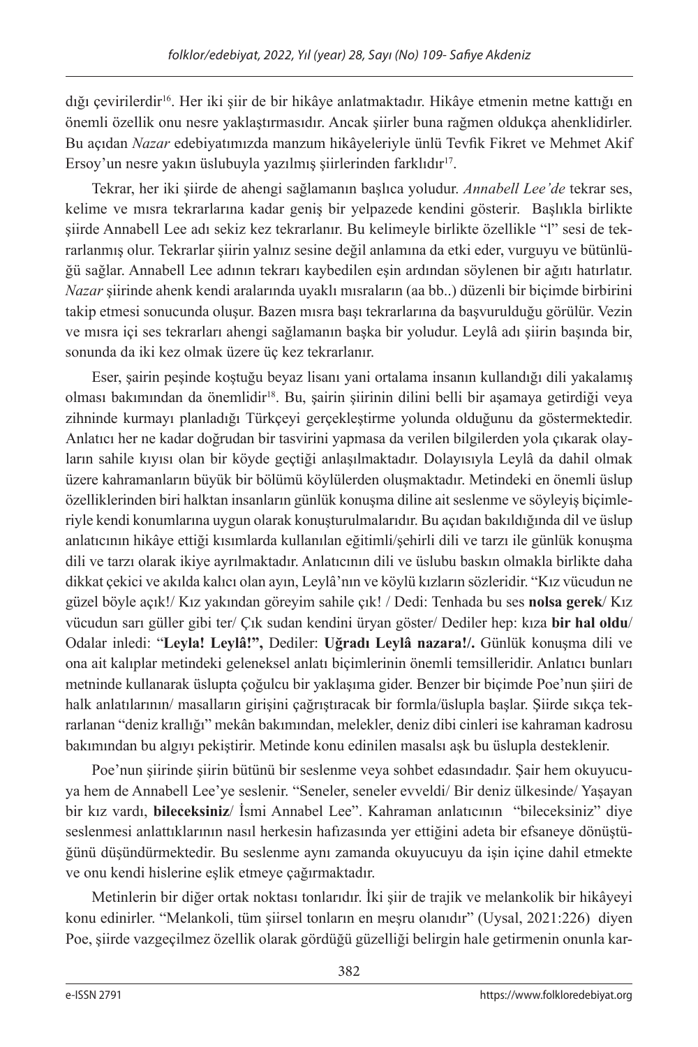dığı çevirilerdir[16]. Her iki şiir de bir hikâye anlatmaktadır. Hikâye etmenin metne kattığı en önemli özellik onu nesre yaklaştırmasıdır. Ancak şiirler buna rağmen oldukça ahenklidirler. Bu açıdan *Nazar* edebiyatımızda manzum hikâyeleriyle ünlü Tevfik Fikret ve Mehmet Akif Ersoy'un nesre yakın üslubuyla yazılmış şiirlerinden farklıdır[17].

Tekrar, her iki şiirde de ahengi sağlamanın başlıca yoludur. *Annabell Lee'de* tekrar ses, kelime ve mısra tekrarlarına kadar geniş bir yelpazede kendini gösterir. Başlıkla birlikte şiirde Annabell Lee adı sekiz kez tekrarlanır. Bu kelimeyle birlikte özellikle "l" sesi de tekrarlanmış olur. Tekrarlar şiirin yalnız sesine değil anlamına da etki eder, vurguyu ve bütünlüğü sağlar. Annabell Lee adının tekrarı kaybedilen eşin ardından söylenen bir ağıtı hatırlatır. *Nazar* şiirinde ahenk kendi aralarında uyaklı mısraların (aa bb..) düzenli bir biçimde birbirini takip etmesi sonucunda oluşur. Bazen mısra başı tekrarlarına da başvurulduğu görülür. Vezin ve mısra içi ses tekrarları ahengi sağlamanın başka bir yoludur. Leylâ adı şiirin başında bir, sonunda da iki kez olmak üzere üç kez tekrarlanır.

Eser, şairin peşinde koştuğu beyaz lisanı yani ortalama insanın kullandığı dili yakalamış olması bakımından da önemlidir[18]. Bu, şairin şiirinin dilini belli bir aşamaya getirdiği veya zihninde kurmayı planladığı Türkçeyi gerçekleştirme yolunda olduğunu da göstermektedir. Anlatıcı her ne kadar doğrudan bir tasvirini yapmasa da verilen bilgilerden yola çıkarak olayların sahile kıyısı olan bir köyde geçtiği anlaşılmaktadır. Dolayısıyla Leylâ da dahil olmak üzere kahramanların büyük bir bölümü köylülerden oluşmaktadır. Metindeki en önemli üslup özelliklerinden biri halktan insanların günlük konuşma diline ait seslenme ve söyleyiş biçimleriyle kendi konumlarına uygun olarak konuşturulmalarıdır. Bu açıdan bakıldığında dil ve üslup anlatıcının hikâye ettiği kısımlarda kullanılan eğitimli/şehirli dili ve tarzı ile günlük konuşma dili ve tarzı olarak ikiye ayrılmaktadır. Anlatıcının dili ve üslubu baskın olmakla birlikte daha dikkat çekici ve akılda kalıcı olan ayın, Leylâ'nın ve köylü kızların sözleridir. "Kız vücudun ne güzel böyle açık!/ Kız yakından göreyim sahile çık! / Dedi: Tenhada bu ses **nolsa gerek**/ Kız vücudun sarı güller gibi ter/ Çık sudan kendini üryan göster/ Dediler hep: kıza **bir hal oldu**/ Odalar inledi: "**Leyla! Leylâ!",** Dediler: **Uğradı Leylâ nazara!/.** Günlük konuşma dili ve ona ait kalıplar metindeki geleneksel anlatı biçimlerinin önemli temsilcileridir. Anlatıcı bunları metninde kullanarak üslupta çoğulcu bir yaklaşıma gider. Benzer bir biçimde Poe'nun şiiri de halk anlatılarının/ masalların girişini çağrıştıracak bir formla/üslupla başlar. Şiirde sıkça tekrarlanan "deniz krallığı" mekân bakımından, melekler, deniz dibi cinleri ise kahraman kadrosu bakımından bu algıyı pekiştirir. Metinde konu edinilen masalsı aşk bu üslupla desteklenir.

Poe'nun şiirinde şiirin bütünü bir seslenme veya sohbet edasındadır. Şair hem okuyucuya hem de Annabell Lee'ye seslenir. "Seneler, seneler evveldi/ Bir deniz ülkesinde/ Yaşayan bir kız vardı, **bileceksiniz**/ İsmi Annabel Lee". Kahraman anlatıcının "bileceksiniz" diye seslenmesi anlattıklarının nasıl herkesin hafızasında yer ettiğini adeta bir efsaneye dönüştüğünü düşündürmektedir. Bu seslenme aynı zamanda okuyucuyu da işin içine dahil etmekte ve onu kendi hislerine eşlik etmeye çağırmaktadır.

Metinlerin bir diğer ortak noktası tonlarıdır. İki şiir de trajik ve melankolik bir hikâyeyi konu edinirler. "Melankoli, tüm şiirsel tonların en meşru olanıdır" (Uysal, 2021:226) diyen Poe, şiirde vazgeçilmez özellik olarak gördüğü güzelliği belirgin hale getirmenin onunla kar-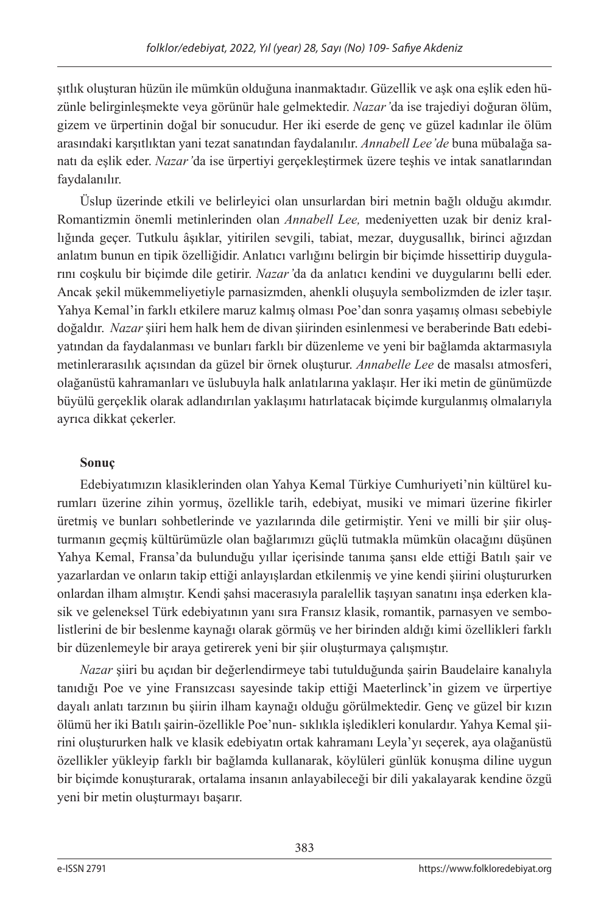şıtlık oluşturan hüzün ile mümkün olduğuna inanmaktadır. Güzellik ve aşk ona eşlik eden hüzünle belirginleşmekte veya görünür hale gelmektedir. *Nazar*'da ise trajediyi doğuran ölüm, gizem ve ürpertinin doğal bir sonucudur. Her iki eserde de genç ve güzel kadınlar ile ölüm arasındaki karşıtlıktan yani tezat sanatından faydalanılır. *Annabell Lee'de* buna mübalağa sanatı da eşlik eder. *Nazar*'da ise ürpertiyi gerçekleştirmek üzere teşhis ve intak sanatlarından faydalanılır.

Üslup üzerinde etkili ve belirleyici olan unsurlardan biri metnin bağlı olduğu akımdır. Romantizmin önemli metinlerinden olan *Annabell Lee,* medeniyetten uzak bir deniz krallığında geçer. Tutkulu âşıklar, yitirilen sevgili, tabiat, mezar, duygusallık, birinci ağızdan anlatım bunun en tipik özelliğidir. Anlatıcı varlığını belirgin bir biçimde hissettirip duygularını coşkulu bir biçimde dile getirir. *Nazar*'da da anlatıcı kendini ve duygularını belli eder. Ancak şekil mükemmeliyetiyle parnasizmden, ahenkli oluşuyla sembolizmden de izler taşır. Yahya Kemal'in farklı etkilere maruz kalmış olması Poe'dan sonra yaşamış olması sebebiyle doğaldır. *Nazar* şiiri hem halk hem de divan şiirinden esinlenmesi ve beraberinde Batı edebiyatından da faydalanması ve bunları farklı bir düzenleme ve yeni bir bağlamda aktarmasıyla metinlerarasılık açısından da güzel bir örnek oluşturur. *Annabelle Lee* de masalsı atmosferi, olağanüstü kahramanları ve üslubuyla halk anlatılarına yaklaşır. Her iki metin de günümüzde büyülü gerçeklik olarak adlandırılan yaklaşımı hatırlatacak biçimde kurgulanmış olmalarıyla ayrıca dikkat çekerler.

**Sonuç**

Edebiyatımızın klasiklerinden olan Yahya Kemal Türkiye Cumhuriyeti'nin kültürel kurumları üzerine zihin yormuş, özellikle tarih, edebiyat, musiki ve mimari üzerine fikirler üretmiş ve bunları sohbetlerinde ve yazılarında dile getirmiştir. Yeni ve milli bir şiir oluşturmanın geçmiş kültürümüzle olan bağlarımızı güçlü tutmakla mümkün olacağını düşünen Yahya Kemal, Fransa'da bulunduğu yıllar içerisinde tanıma şansı elde ettiği Batılı şair ve yazarlardan ve onların takip ettiği anlayışlardan etkilenmiş ve yine kendi şiirini oluştururken onlardan ilham almıştır. Kendi şahsi macerasıyla paralellik taşıyan sanatını inşa ederken klasik ve geleneksel Türk edebiyatının yanı sıra Fransız klasik, romantik, parnasyen ve sembolistlerini de bir beslenme kaynağı olarak görmüş ve her birinden aldığı kimi özellikleri farklı bir düzenlemeyle bir araya getirerek yeni bir şiir oluşturmaya çalışmıştır.

*Nazar* şiiri bu açıdan bir değerlendirmeye tabi tutulduğunda şairin Baudelaire kanalıyla tanıdığı Poe ve yine Fransızcası sayesinde takip ettiği Maeterlinck'in gizem ve ürpertiye dayalı anlatı tarzının bu şiirin ilham kaynağı olduğu görülmektedir. Genç ve güzel bir kızın ölümü her iki Batılı şairin-özellikle Poe'nun- sıklıkla işledikleri konulardır. Yahya Kemal şiirini oluştururken halk ve klasik edebiyatın ortak kahramanı Leyla'yı seçerek, aya olağanüstü özellikler yükleyip farklı bir bağlamda kullanarak, köylüleri günlük konuşma diline uygun bir biçimde konuşturarak, ortalama insanın anlayabileceği bir dili yakalayarak kendine özgü yeni bir metin oluşturmayı başarır.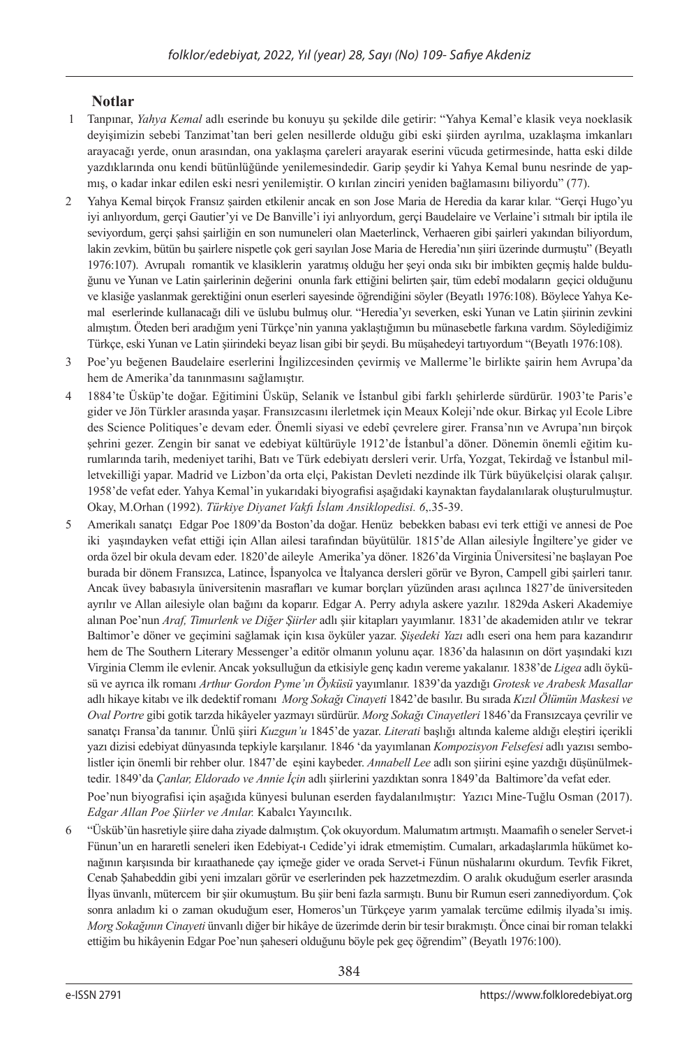## Notlar

1. Tanpınar, *Yahya Kemal* adlı eserinde bu konuyu şu şekilde dile getirir: "Yahya Kemal'e klasik veya noeklasik deyişimizin sebebi Tanzimat'tan beri gelen nesillerde olduğu gibi eski şiirden ayrılma, uzaklaşma imkanları arayacağı yerde, onun arasından, ona yaklaşma çareleri arayarak eserini vücuda getirmesinde, hatta eski dilde yazdıklarında onu kendi bütünlüğünde yenilemesindedir. Garip şeydir ki Yahya Kemal bunu nesrinde de yapmış, o kadar inkar edilen eski nesri yenilemiştir. O kırılan zinciri yeniden bağlamasını biliyordu" (77).

2. Yahya Kemal birçok Fransız şairden etkilenir ancak en son Jose Maria de Heredia da karar kılar. "Gerçi Hugo'yu iyi anlıyordum, gerçi Gautier'yi ve De Banville'i iyi anlıyordum, gerçi Baudelaire ve Verlaine'i sıtmalı bir iptila ile seviyordum, gerçi şahsi şairliğin en son numuneleri olan Maeterlinck, Verhaeren gibi şairleri yakından biliyordum, lakin zevkim, bütün bu şairlere nispetle çok geri sayılan Jose Maria de Heredia'nın şiiri üzerinde durmuştu" (Beyatlı 1976:107). Avrupalı romantik ve klasiklerin yaratmış olduğu her şeyi onda sıkı bir imbikten geçmiş halde bulduğunu ve Yunan ve Latin şairlerinin değerini onunla fark ettiğini belirten şair, tüm edebî modaların geçici olduğunu ve klasiğe yaslanmak gerektiğini onun eserleri sayesinde öğrendiğini söyler (Beyatlı 1976:108). Böylece Yahya Kemal eserlerinde kullanacağı dili ve üslubu bulmuş olur. "Heredia'yı severken, eski Yunan ve Latin şiirinin zevkini almıştım. Öteden beri aradığım yeni Türkçe'nin yanına yaklaştığımın bu münasebetle farkına vardım. Söylediğimiz Türkçe, eski Yunan ve Latin şiirindeki beyaz lisan gibi bir şeydi. Bu müşahedeyi tartıyordum "(Beyatlı 1976:108).

3. Poe'yu beğenen Baudelaire eserlerini İngilizcesinden çevirmiş ve Mallerme'le birlikte şairin hem Avrupa'da hem de Amerika'da tanınmasını sağlamıştır.

4. 1884'te Üsküp'te doğar. Eğitimini Üsküp, Selanik ve İstanbul gibi farklı şehirlerde sürdürür. 1903'te Paris'e gider ve Jön Türkler arasında yaşar. Fransızcasını ilerletmek için Meaux Koleji'nde okur. Birkaç yıl Ecole Libre des Science Politiques'e devam eder. Önemli siyasi ve edebî çevrelere girer. Fransa'nın ve Avrupa'nın birçok şehrini gezer. Zengin bir sanat ve edebiyat kültürüyle 1912'de İstanbul'a döner. Dönemin önemli eğitim kurumlarında tarih, medeniyet tarihi, Batı ve Türk edebiyatı dersleri verir. Urfa, Yozgat, Tekirdağ ve İstanbul milletvekilliği yapar. Madrid ve Lizbon'da orta elçi, Pakistan Devleti nezdinde ilk Türk büyükelçisi olarak çalışır. 1958'de vefat eder. Yahya Kemal'in yukarıdaki biyografisi aşağıdaki kaynaktan faydalanılarak oluşturulmuştur. Okay, M.Orhan (1992). *Türkiye Diyanet Vakfı İslam Ansiklopedisi. 6*,.35-39.

5. Amerikalı sanatçı Edgar Poe 1809'da Boston'da doğar. Henüz bebekken babası evi terk ettiği ve annesi de Poe iki yaşındayken vefat ettiği için Allan ailesi tarafından büyütülür. 1815'de Allan ailesiyle İngiltere'ye gider ve orda özel bir okula devam eder. 1820'de aileyle Amerika'ya döner. 1826'da Virginia Üniversitesi'ne başlayan Poe burada bir dönem Fransızca, Latince, İspanyolca ve İtalyanca dersleri görür ve Byron, Campell gibi şairleri tanır. Ancak üvey babasıyla üniversitenin masrafları ve kumar borçları yüzünden arası açılınca 1827'de üniversiteden ayrılır ve Allan ailesiyle olan bağını da koparır. Edgar A. Perry adıyla askere yazılır. 1829da Askeri Akademiye alınan Poe'nun *Araf, Timurlenk ve Diğer Şiirler* adlı şiir kitapları yayımlanır. 1831'de akademiden atılır ve tekrar Baltimor'e döner ve geçimini sağlamak için kısa öyküler yazar. *Şişedeki Yazı* adlı eseri ona hem para kazandırır hem de The Southern Literary Messenger'a editör olmanın yolunu açar. 1836'da halasının on dört yaşındaki kızı Virginia Clemm ile evlenir. Ancak yoksulluğun da etkisiyle genç kadın vereme yakalanır. 1838'de *Ligea* adlı öyküsü ve ayrıca ilk romanı *Arthur Gordon Pyme'ın Öyküsü* yayımlanır. 1839'da yazdığı *Grotesk ve Arabesk Masallar* adlı hikaye kitabı ve ilk dedektif romanı *Morg Sokağı Cinayeti* 1842'de basılır. Bu sırada *Kızıl Ölümün Maskesi ve Oval Portre* gibi gotik tarzda hikâyeler yazmayı sürdürür. *Morg Sokağı Cinayetleri* 1846'da Fransızcaya çevrilir ve sanatçı Fransa'da tanınır. Ünlü şiiri *Kuzgun'u* 1845'de yazar. *Literati* başlığı altında kaleme aldığı eleştiri içerikli yazı dizisi edebiyat dünyasında tepkiyle karşılanır. 1846 'da yayımlanan *Kompozisyon Felsefesi* adlı yazısı sembolistler için önemli bir rehber olur. 1847'de eşini kaybeder. *Annabell Lee* adlı son şiirini eşine yazdığı düşünülmektedir. 1849'da *Çanlar, Eldorado ve Annie İçin* adlı şiirlerini yazdıktan sonra 1849'da Baltimore'da vefat eder.

   Poe'nun biyografisi için aşağıda künyesi bulunan eserden faydalanılmıştır: Yazıcı Mine-Tuğlu Osman (2017). *Edgar Allan Poe Şiirler ve Anılar.* Kabalcı Yayıncılık.

6. "Üsküb'ün hasretiyle şiire daha ziyade dalmıştım. Çok okuyordum. Malumatım artmıştı. Maamafih o seneler Servet-i Fünun'un en hararetli seneleri iken Edebiyat-ı Cedide'yi idrak etmemiştim. Cumaları, arkadaşlarımla hükümet konağının karşısında bir kıraathanede çay içmeğe gider ve orada Servet-i Fünun nüshalarını okurdum. Tevfik Fikret, Cenab Şahabeddin gibi yeni imzaları görür ve eserlerinden pek hazzetmezdim. O aralık okuduğum eserler arasında İlyas ünvanlı, mütercem bir şiir okumuştum. Bu şiir beni fazla sarmıştı. Bunu bir Rumun eseri zannediyordum. Çok sonra anladım ki o zaman okuduğum eser, Homeros'un Türkçeye yarım yamalak tercüme edilmiş ilyada'sı imiş. *Morg Sokağının Cinayeti* ünvanlı diğer bir hikâye de üzerimde derin bir tesir bırakmıştı. Önce cinai bir roman telakki ettiğim bu hikâyenin Edgar Poe'nun şaheseri olduğunu böyle pek geç öğrendim" (Beyatlı 1976:100).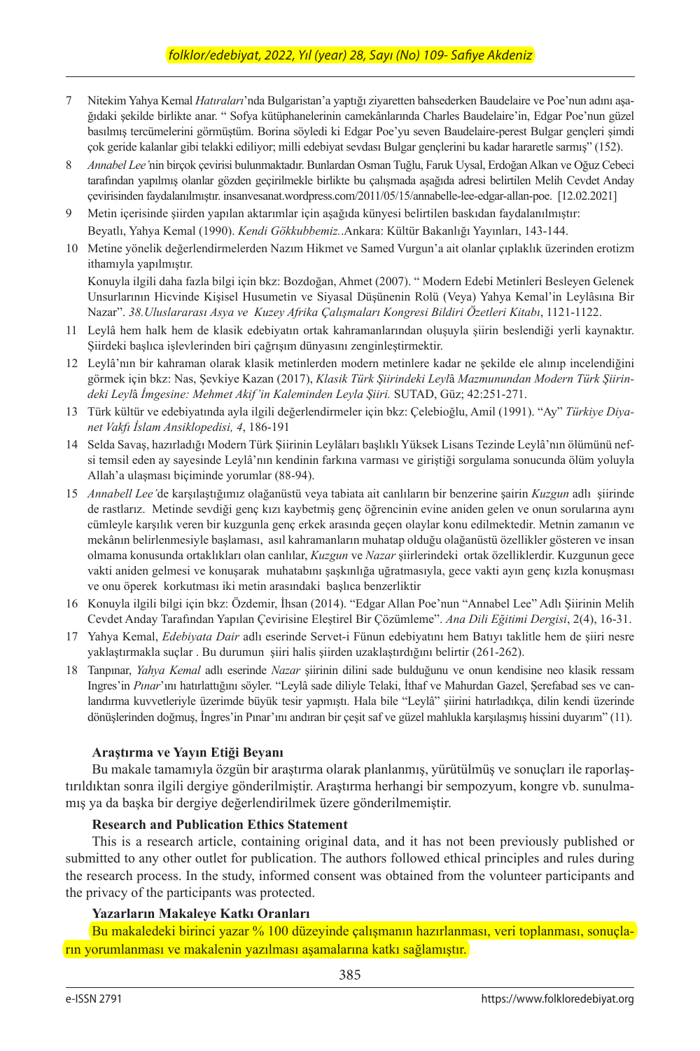7 Nitekim Yahya Kemal *Hatıraları*'nda Bulgaristan'a yaptığı ziyaretten bahsederken Baudelaire ve Poe'nun adını aşağıdaki şekilde birlikte anar. " Sofya kütüphanelerinin camekânlarında Charles Baudelaire'in, Edgar Poe'nun güzel basılmış tercümelerini görmüştüm. Borina söyledi ki Edgar Poe'yu seven Baudelaire-perest Bulgar gençleri şimdi çok geride kalanlar gibi telakki ediliyor; milli edebiyat sevdası Bulgar gençlerini bu kadar hararetle sarmış" (152).

8 *Annabel Lee'*nin birçok çevirisi bulunmaktadır. Bunlardan Osman Tuğlu, Faruk Uysal, Erdoğan Alkan ve Oğuz Cebeci tarafından yapılmış olanlar gözden geçirilmekle birlikte bu çalışmada aşağıda adresi belirtilen Melih Cevdet Anday çevirisinden faydalanılmıştır. insanvesanat.wordpress.com/2011/05/15/annabelle-lee-edgar-allan-poe. [12.02.2021]

9 Metin içerisinde şiirden yapılan aktarımlar için aşağıda künyesi belirtilen baskıdan faydalanılmıştır: Beyatlı, Yahya Kemal (1990). *Kendi Gökkubbemiz.*.Ankara: Kültür Bakanlığı Yayınları, 143-144.

10 Metine yönelik değerlendirmelerden Nazım Hikmet ve Samed Vurgun'a ait olanlar çıplaklık üzerinden erotizm ithamıyla yapılmıştır.
Konuyla ilgili daha fazla bilgi için bkz: Bozdoğan, Ahmet (2007). " Modern Edebi Metinleri Besleyen Gelenek Unsurlarının Hicvinde Kişisel Husumetin ve Siyasal Düşünenin Rolü (Veya) Yahya Kemal'in Leylâsına Bir Nazar". *38.Uluslararası Asya ve Kuzey Afrika Çalışmaları Kongresi Bildiri Özetleri Kitabı*, 1121-1122.

11 Leylâ hem halk hem de klasik edebiyatın ortak kahramanlarından oluşuyla şiirin beslendiği yerli kaynaktır. Şiirdeki başlıca işlevlerinden biri çağrışım dünyasını zenginleştirmektir.

12 Leylâ'nın bir kahraman olarak klasik metinlerden modern metinlere kadar ne şekilde ele alınıp incelendiğini görmek için bkz: Nas, Şevkiye Kazan (2017), *Klasik Türk Şiirindeki Leylâ Mazmunundan Modern Türk Şiirindeki Leylâ İmgesine: Mehmet Akif'in Kaleminden Leyla Şiiri.* SUTAD, Güz; 42:251-271.

13 Türk kültür ve edebiyatında ayla ilgili değerlendirmeler için bkz: Çelebioğlu, Amil (1991). "Ay" *Türkiye Diyanet Vakfı İslam Ansiklopedisi, 4*, 186-191

14 Selda Savaş, hazırladığı Modern Türk Şiirinin Leylâları başlıklı Yüksek Lisans Tezinde Leylâ'nın ölümünü nefsi temsil eden ay sayesinde Leylâ'nın kendinin farkına varması ve giriştiği sorgulama sonucunda ölüm yoluyla Allah'a ulaşması biçiminde yorumlar (88-94).

15 *Annabell Lee'*de karşılaştığımız olağanüstü veya tabiata ait canlıların bir benzerine şairin *Kuzgun* adlı şiirinde de rastlarız. Metinde sevdiği genç kızı kaybetmiş genç öğrencinin evine aniden gelen ve onun sorularına aynı cümleyle karşılık veren bir kuzgunla genç erkek arasında geçen olaylar konu edilmektedir. Metnin zamanın ve mekânın belirlenmesiyle başlaması, asıl kahramanların muhatap olduğu olağanüstü özellikler gösteren ve insan olmama konusunda ortaklıkları olan canlılar, *Kuzgun* ve *Nazar* şiirlerindeki ortak özelliklerdir. Kuzgunun gece vakti aniden gelmesi ve konuşarak muhatabını şaşkınlığa uğratmasıyla, gece vakti ayın genç kızla konuşması ve onu öperek korkutması iki metin arasındaki başlıca benzerliktir

16 Konuyla ilgili bilgi için bkz: Özdemir, İhsan (2014). "Edgar Allan Poe'nun "Annabel Lee" Adlı Şiirinin Melih Cevdet Anday Tarafından Yapılan Çevirisine Eleştirel Bir Çözümleme". *Ana Dili Eğitimi Dergisi*, 2(4), 16-31.

17 Yahya Kemal, *Edebiyata Dair* adlı eserinde Servet-i Fünun edebiyatını hem Batıyı taklitle hem de şiiri nesre yaklaştırmakla suçlar . Bu durumun şiiri halis şiirden uzaklaştırdığını belirtir (261-262).

18 Tanpınar, *Yahya Kemal* adlı eserinde *Nazar* şiirinin dilini sade bulduğunu ve onun kendisine neo klasik ressam Ingres'in *Pınar*'ını hatırlattığını söyler. "Leylâ sade diliyle Telaki, İthaf ve Mahurdan Gazel, Şerefabad ses ve canlandırma kuvvetleriyle üzerimde büyük tesir yapmıştı. Hala bile "Leylâ" şiirini hatırladıkça, dilin kendi üzerinde dönüşlerinden doğmuş, İngres'in Pınar'ını andıran bir çeşit saf ve güzel mahlukla karşılaşmış hissini duyarım" (11).

**Araştırma ve Yayın Etiği Beyanı**

Bu makale tamamıyla özgün bir araştırma olarak planlanmış, yürütülmüş ve sonuçları ile raporlaştırıldıktan sonra ilgili dergiye gönderilmiştir. Araştırma herhangi bir sempozyum, kongre vb. sunulmamış ya da başka bir dergiye değerlendirilmek üzere gönderilmemiştir.

**Research and Publication Ethics Statement**

This is a research article, containing original data, and it has not been previously published or submitted to any other outlet for publication. The authors followed ethical principles and rules during the research process. In the study, informed consent was obtained from the volunteer participants and the privacy of the participants was protected.

**Yazarların Makaleye Katkı Oranları**

Bu makaledeki birinci yazar % 100 düzeyinde çalışmanın hazırlanması, veri toplanması, sonuçların yorumlanması ve makalenin yazılması aşamalarına katkı sağlamıştır.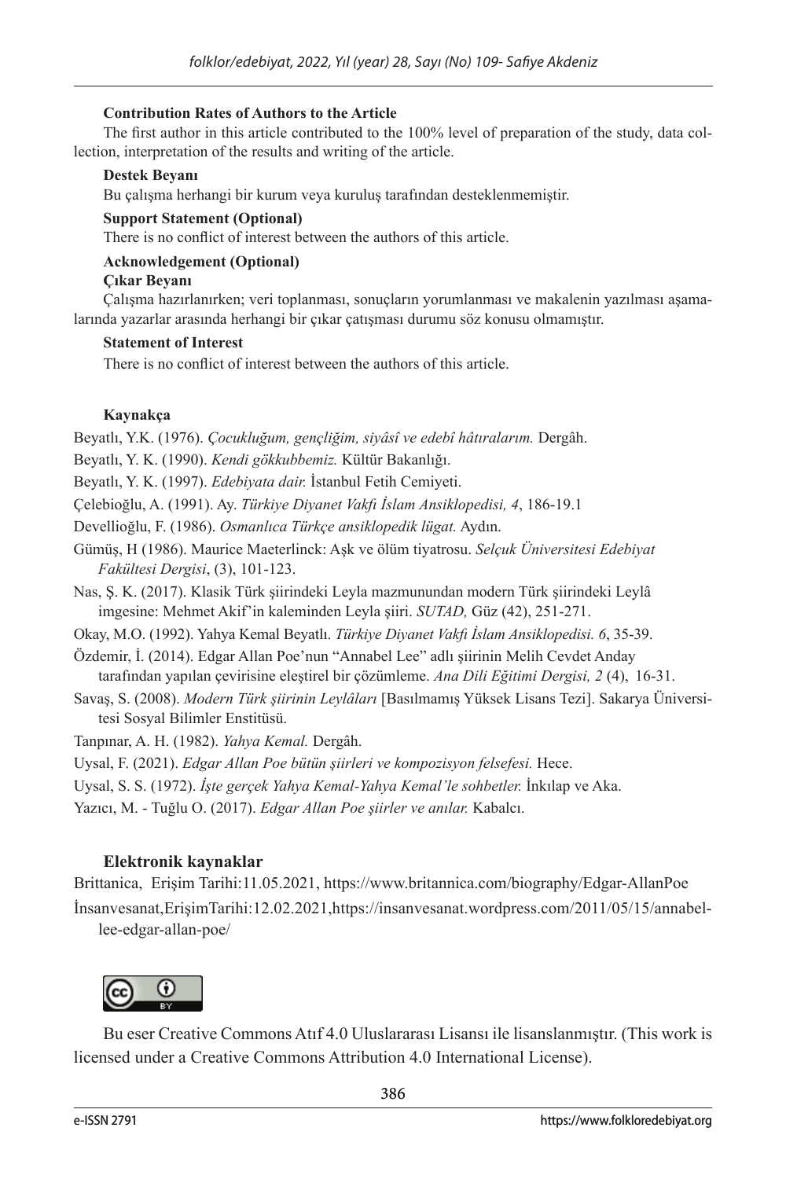**Contribution Rates of Authors to the Article**

The first author in this article contributed to the 100% level of preparation of the study, data collection, interpretation of the results and writing of the article.

**Destek Beyanı**

Bu çalışma herhangi bir kurum veya kuruluş tarafından desteklenmemiştir.

**Support Statement (Optional)**

There is no conflict of interest between the authors of this article.

**Acknowledgement (Optional)**

**Çıkar Beyanı**

Çalışma hazırlanırken; veri toplanması, sonuçların yorumlanması ve makalenin yazılması aşamalarında yazarlar arasında herhangi bir çıkar çatışması durumu söz konusu olmamıştır.

**Statement of Interest**

There is no conflict of interest between the authors of this article.

**Kaynakça**

Beyatlı, Y.K. (1976). *Çocukluğum, gençliğim, siyâsî ve edebî hâtıralarım.* Dergâh.

Beyatlı, Y. K. (1990). *Kendi gökkubbemiz.* Kültür Bakanlığı.

Beyatlı, Y. K. (1997). *Edebiyata dair.* İstanbul Fetih Cemiyeti.

Çelebioğlu, A. (1991). Ay. *Türkiye Diyanet Vakfı İslam Ansiklopedisi, 4*, 186-19.1

Devellioğlu, F. (1986). *Osmanlıca Türkçe ansiklopedik lügat.* Aydın.

Gümüş, H (1986). Maurice Maeterlinck: Aşk ve ölüm tiyatrosu. *Selçuk Üniversitesi Edebiyat Fakültesi Dergisi*, (3), 101-123.

Nas, Ş. K. (2017). Klasik Türk şiirindeki Leyla mazmunundan modern Türk şiirindeki Leylâ imgesine: Mehmet Akif'in kaleminden Leyla şiiri. *SUTAD,* Güz (42), 251-271.

Okay, M.O. (1992). Yahya Kemal Beyatlı. *Türkiye Diyanet Vakfı İslam Ansiklopedisi. 6*, 35-39.

Özdemir, İ. (2014). Edgar Allan Poe'nun "Annabel Lee" adlı şiirinin Melih Cevdet Anday tarafından yapılan çevirisine eleştirel bir çözümleme. *Ana Dili Eğitimi Dergisi, 2* (4), 16-31.

Savaş, S. (2008). *Modern Türk şiirinin Leylâları* [Basılmamış Yüksek Lisans Tezi]. Sakarya Üniversitesi Sosyal Bilimler Enstitüsü.

Tanpınar, A. H. (1982). *Yahya Kemal.* Dergâh.

Uysal, F. (2021). *Edgar Allan Poe bütün şiirleri ve kompozisyon felsefesi.* Hece.

Uysal, S. S. (1972). *İşte gerçek Yahya Kemal-Yahya Kemal'le sohbetler.* İnkılap ve Aka.

Yazıcı, M. - Tuğlu O. (2017). *Edgar Allan Poe şiirler ve anılar.* Kabalcı.

**Elektronik kaynaklar**

Brittanica, Erişim Tarihi:11.05.2021, https://www.britannica.com/biography/Edgar-AllanPoe

İnsanvesanat,ErişimTarihi:12.02.2021,https://insanvesanat.wordpress.com/2011/05/15/annabel-lee-edgar-allan-poe/

Bu eser Creative Commons Atıf 4.0 Uluslararası Lisansı ile lisanslanmıştır. (This work is licensed under a Creative Commons Attribution 4.0 International License).